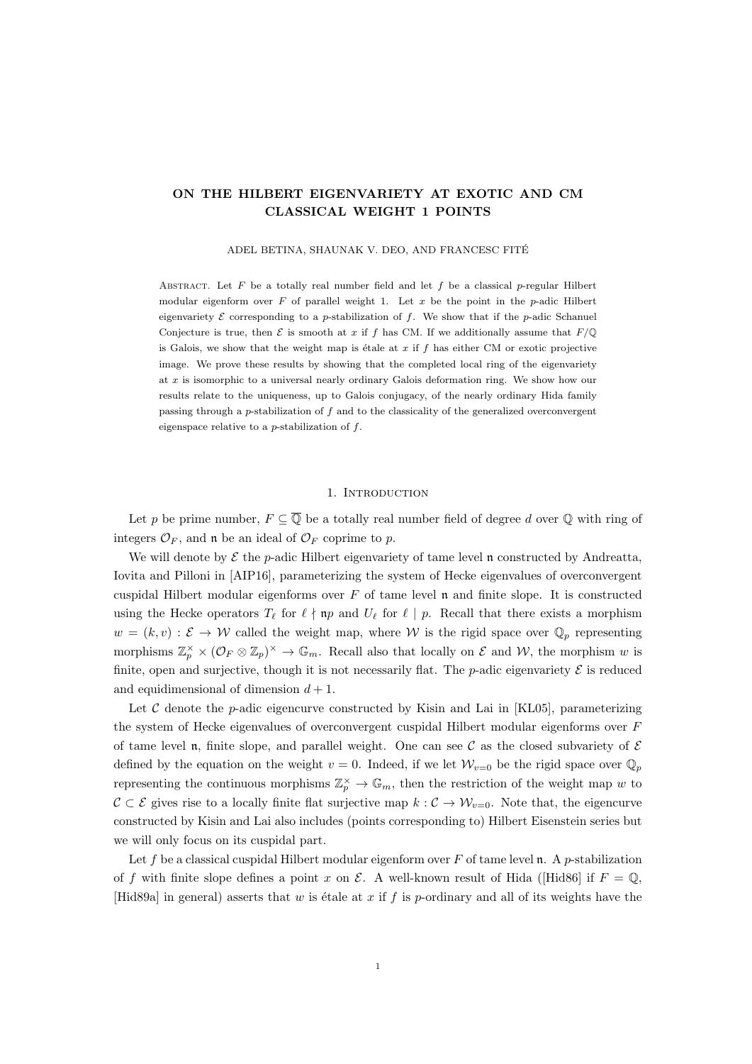# ON THE HILBERT EIGENVARIETY AT EXOTIC AND CM CLASSICAL WEIGHT 1 POINTS

ADEL BETINA, SHAUNAK V. DEO, AND FRANCESC FITÉ

**Abstract.** Let $F$ be a totally real number field and let $f$ be a classical $p$-regular Hilbert modular eigenform over $F$ of parallel weight 1. Let $x$ be the point in the $p$-adic Hilbert eigenvariety $\mathcal{E}$ corresponding to a $p$-stabilization of $f$. We show that if the $p$-adic Schanuel Conjecture is true, then $\mathcal{E}$ is smooth at $x$ if $f$ has CM. If we additionally assume that $F/\mathbb{Q}$ is Galois, we show that the weight map is étale at $x$ if $f$ has either CM or exotic projective image. We prove these results by showing that the completed local ring of the eigenvariety at $x$ is isomorphic to a universal nearly ordinary Galois deformation ring. We show how our results relate to the uniqueness, up to Galois conjugacy, of the nearly ordinary Hida family passing through a $p$-stabilization of $f$ and to the classicality of the generalized overconvergent eigenspace relative to a $p$-stabilization of $f$.

## 1. Introduction

Let $p$ be prime number, $F \subseteq \overline{\mathbb{Q}}$ be a totally real number field of degree $d$ over $\mathbb{Q}$ with ring of integers $\mathcal{O}_F$, and $\mathfrak{n}$ be an ideal of $\mathcal{O}_F$ coprime to $p$.

We will denote by $\mathcal{E}$ the $p$-adic Hilbert eigenvariety of tame level $\mathfrak{n}$ constructed by Andreatta, Iovita and Pilloni in [AIP16], parameterizing the system of Hecke eigenvalues of overconvergent cuspidal Hilbert modular eigenforms over $F$ of tame level $\mathfrak{n}$ and finite slope. It is constructed using the Hecke operators $T_\ell$ for $\ell \nmid \mathfrak{n}p$ and $U_\ell$ for $\ell \mid p$. Recall that there exists a morphism $w = (k, v) : \mathcal{E} \to \mathcal{W}$ called the weight map, where $\mathcal{W}$ is the rigid space over $\mathbb{Q}_p$ representing morphisms $\mathbb{Z}_p^\times \times (\mathcal{O}_F \otimes \mathbb{Z}_p)^\times \to \mathbb{G}_m$. Recall also that locally on $\mathcal{E}$ and $\mathcal{W}$, the morphism $w$ is finite, open and surjective, though it is not necessarily flat. The $p$-adic eigenvariety $\mathcal{E}$ is reduced and equidimensional of dimension $d + 1$.

Let $\mathcal{C}$ denote the $p$-adic eigencurve constructed by Kisin and Lai in [KL05], parameterizing the system of Hecke eigenvalues of overconvergent cuspidal Hilbert modular eigenforms over $F$ of tame level $\mathfrak{n}$, finite slope, and parallel weight. One can see $\mathcal{C}$ as the closed subvariety of $\mathcal{E}$ defined by the equation on the weight $v = 0$. Indeed, if we let $\mathcal{W}_{v=0}$ be the rigid space over $\mathbb{Q}_p$ representing the continuous morphisms $\mathbb{Z}_p^\times \to \mathbb{G}_m$, then the restriction of the weight map $w$ to $\mathcal{C} \subset \mathcal{E}$ gives rise to a locally finite flat surjective map $k : \mathcal{C} \to \mathcal{W}_{v=0}$. Note that, the eigencurve constructed by Kisin and Lai also includes (points corresponding to) Hilbert Eisenstein series but we will only focus on its cuspidal part.

Let $f$ be a classical cuspidal Hilbert modular eigenform over $F$ of tame level $\mathfrak{n}$. A $p$-stabilization of $f$ with finite slope defines a point $x$ on $\mathcal{E}$. A well-known result of Hida ([Hid86] if $F = \mathbb{Q}$, [Hid89a] in general) asserts that $w$ is étale at $x$ if $f$ is $p$-ordinary and all of its weights have the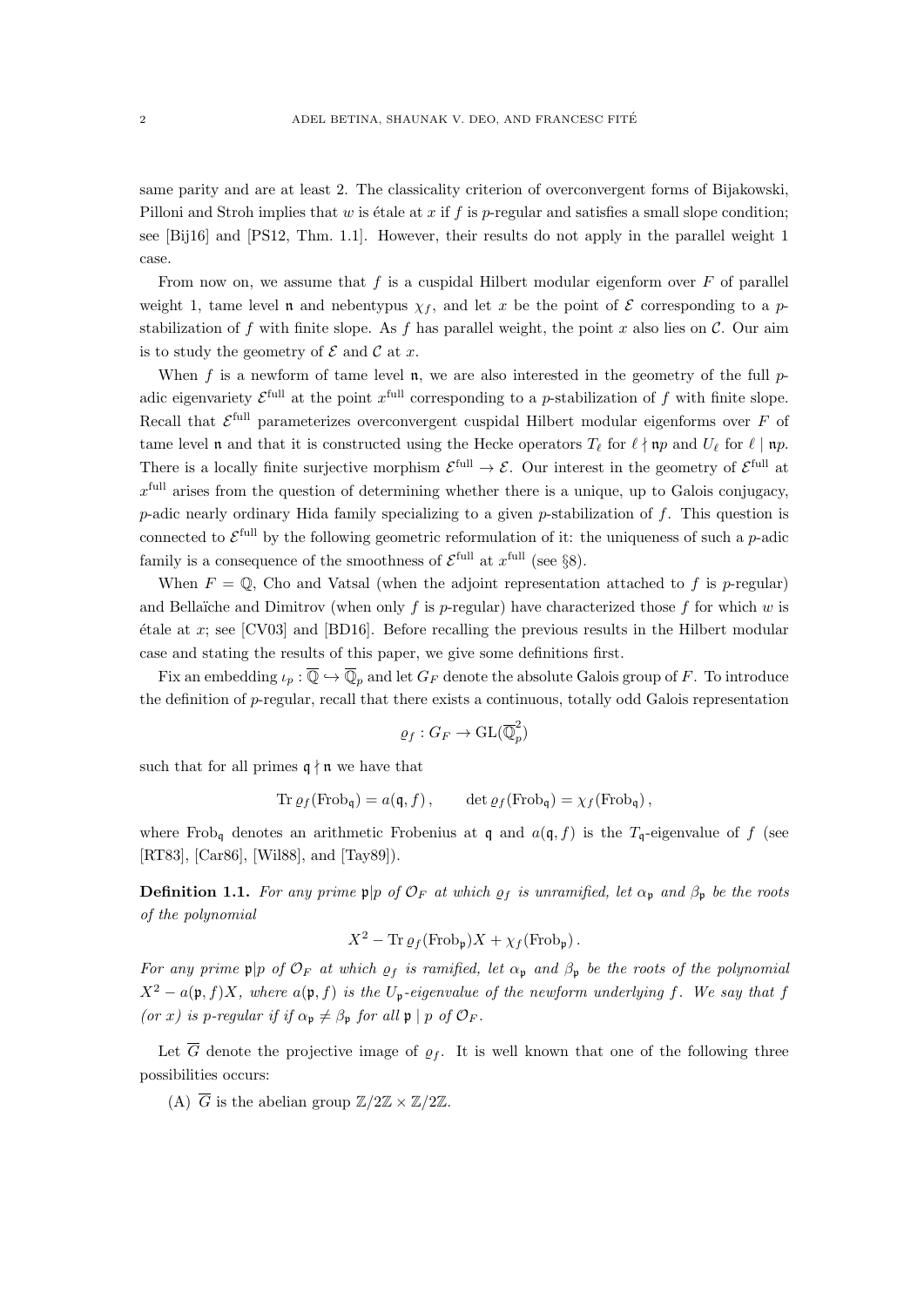same parity and are at least 2. The classicality criterion of overconvergent forms of Bijakowski, Pilloni and Stroh implies that $w$ is étale at $x$ if $f$ is $p$-regular and satisfies a small slope condition; see [Bij16] and [PS12, Thm. 1.1]. However, their results do not apply in the parallel weight 1 case.

From now on, we assume that $f$ is a cuspidal Hilbert modular eigenform over $F$ of parallel weight 1, tame level $\mathfrak{n}$ and nebentypus $\chi_f$, and let $x$ be the point of $\mathcal{E}$ corresponding to a $p$-stabilization of $f$ with finite slope. As $f$ has parallel weight, the point $x$ also lies on $\mathcal{C}$. Our aim is to study the geometry of $\mathcal{E}$ and $\mathcal{C}$ at $x$.

When $f$ is a newform of tame level $\mathfrak{n}$, we are also interested in the geometry of the full $p$-adic eigenvariety $\mathcal{E}^{\mathrm{full}}$ at the point $x^{\mathrm{full}}$ corresponding to a $p$-stabilization of $f$ with finite slope. Recall that $\mathcal{E}^{\mathrm{full}}$ parameterizes overconvergent cuspidal Hilbert modular eigenforms over $F$ of tame level $\mathfrak{n}$ and that it is constructed using the Hecke operators $T_\ell$ for $\ell \nmid \mathfrak{n}p$ and $U_\ell$ for $\ell \mid \mathfrak{n}p$. There is a locally finite surjective morphism $\mathcal{E}^{\mathrm{full}} \to \mathcal{E}$. Our interest in the geometry of $\mathcal{E}^{\mathrm{full}}$ at $x^{\mathrm{full}}$ arises from the question of determining whether there is a unique, up to Galois conjugacy, $p$-adic nearly ordinary Hida family specializing to a given $p$-stabilization of $f$. This question is connected to $\mathcal{E}^{\mathrm{full}}$ by the following geometric reformulation of it: the uniqueness of such a $p$-adic family is a consequence of the smoothness of $\mathcal{E}^{\mathrm{full}}$ at $x^{\mathrm{full}}$ (see §8).

When $F = \mathbb{Q}$, Cho and Vatsal (when the adjoint representation attached to $f$ is $p$-regular) and Bellaïche and Dimitrov (when only $f$ is $p$-regular) have characterized those $f$ for which $w$ is étale at $x$; see [CV03] and [BD16]. Before recalling the previous results in the Hilbert modular case and stating the results of this paper, we give some definitions first.

Fix an embedding $\iota_p : \overline{\mathbb{Q}} \hookrightarrow \overline{\mathbb{Q}}_p$ and let $G_F$ denote the absolute Galois group of $F$. To introduce the definition of $p$-regular, recall that there exists a continuous, totally odd Galois representation

$$\varrho_f : G_F \to \mathrm{GL}(\overline{\mathbb{Q}}_p^2)$$

such that for all primes $\mathfrak{q} \nmid \mathfrak{n}$ we have that

$$\mathrm{Tr}\, \varrho_f(\mathrm{Frob}_\mathfrak{q}) = a(\mathfrak{q}, f)\,, \qquad \det \varrho_f(\mathrm{Frob}_\mathfrak{q}) = \chi_f(\mathrm{Frob}_\mathfrak{q})\,,$$

where $\mathrm{Frob}_\mathfrak{q}$ denotes an arithmetic Frobenius at $\mathfrak{q}$ and $a(\mathfrak{q}, f)$ is the $T_\mathfrak{q}$-eigenvalue of $f$ (see [RT83], [Car86], [Wil88], and [Tay89]).

**Definition 1.1.** *For any prime $\mathfrak{p}|p$ of $\mathcal{O}_F$ at which $\varrho_f$ is unramified, let $\alpha_\mathfrak{p}$ and $\beta_\mathfrak{p}$ be the roots of the polynomial*

$$X^2 - \mathrm{Tr}\, \varrho_f(\mathrm{Frob}_\mathfrak{p})X + \chi_f(\mathrm{Frob}_\mathfrak{p})\,.$$

*For any prime $\mathfrak{p}|p$ of $\mathcal{O}_F$ at which $\varrho_f$ is ramified, let $\alpha_\mathfrak{p}$ and $\beta_\mathfrak{p}$ be the roots of the polynomial $X^2 - a(\mathfrak{p}, f)X$, where $a(\mathfrak{p}, f)$ is the $U_\mathfrak{p}$-eigenvalue of the newform underlying $f$. We say that $f$ (or $x$) is $p$-regular if $\alpha_\mathfrak{p} \neq \beta_\mathfrak{p}$ for all $\mathfrak{p} \mid p$ of $\mathcal{O}_F$.*

Let $\overline{G}$ denote the projective image of $\varrho_f$. It is well known that one of the following three possibilities occurs:

(A) $\overline{G}$ is the abelian group $\mathbb{Z}/2\mathbb{Z} \times \mathbb{Z}/2\mathbb{Z}$.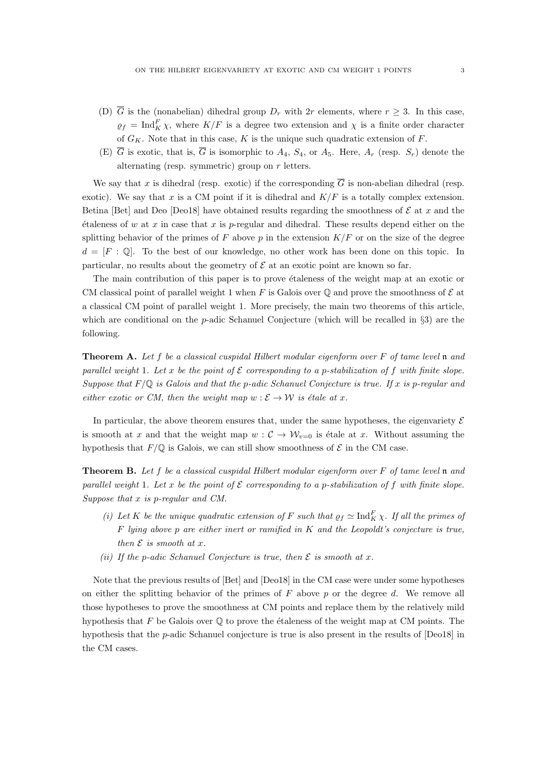(D) $\overline{G}$ is the (nonabelian) dihedral group $D_r$ with $2r$ elements, where $r \geq 3$. In this case, $\varrho_f = \mathrm{Ind}_K^F \chi$, where $K/F$ is a degree two extension and $\chi$ is a finite order character of $G_K$. Note that in this case, $K$ is the unique such quadratic extension of $F$.

(E) $\overline{G}$ is exotic, that is, $\overline{G}$ is isomorphic to $A_4$, $S_4$, or $A_5$. Here, $A_r$ (resp. $S_r$) denote the alternating (resp. symmetric) group on $r$ letters.

We say that $x$ is dihedral (resp. exotic) if the corresponding $\overline{G}$ is non-abelian dihedral (resp. exotic). We say that $x$ is a CM point if it is dihedral and $K/F$ is a totally complex extension. Betina [Bet] and Deo [Deo18] have obtained results regarding the smoothness of $\mathcal{E}$ at $x$ and the étaleness of $w$ at $x$ in case that $x$ is $p$-regular and dihedral. These results depend either on the splitting behavior of the primes of $F$ above $p$ in the extension $K/F$ or on the size of the degree $d = [F : \mathbb{Q}]$. To the best of our knowledge, no other work has been done on this topic. In particular, no results about the geometry of $\mathcal{E}$ at an exotic point are known so far.

The main contribution of this paper is to prove étaleness of the weight map at an exotic or CM classical point of parallel weight 1 when $F$ is Galois over $\mathbb{Q}$ and prove the smoothness of $\mathcal{E}$ at a classical CM point of parallel weight 1. More precisely, the main two theorems of this article, which are conditional on the $p$-adic Schanuel Conjecture (which will be recalled in §3) are the following.

**Theorem A.** *Let $f$ be a classical cuspidal Hilbert modular eigenform over $F$ of tame level $\mathfrak{n}$ and parallel weight* 1*. Let $x$ be the point of $\mathcal{E}$ corresponding to a $p$-stabilization of $f$ with finite slope. Suppose that $F/\mathbb{Q}$ is Galois and that the $p$-adic Schanuel Conjecture is true. If $x$ is $p$-regular and either exotic or CM, then the weight map $w : \mathcal{E} \to \mathcal{W}$ is étale at $x$.*

In particular, the above theorem ensures that, under the same hypotheses, the eigenvariety $\mathcal{E}$ is smooth at $x$ and that the weight map $w : \mathcal{C} \to \mathcal{W}_{v=0}$ is étale at $x$. Without assuming the hypothesis that $F/\mathbb{Q}$ is Galois, we can still show smoothness of $\mathcal{E}$ in the CM case.

**Theorem B.** *Let $f$ be a classical cuspidal Hilbert modular eigenform over $F$ of tame level $\mathfrak{n}$ and parallel weight* 1*. Let $x$ be the point of $\mathcal{E}$ corresponding to a $p$-stabilization of $f$ with finite slope. Suppose that $x$ is $p$-regular and CM.*

*(i) Let $K$ be the unique quadratic extension of $F$ such that $\varrho_f \simeq \mathrm{Ind}_K^F \chi$. If all the primes of $F$ lying above $p$ are either inert or ramified in $K$ and the Leopoldt's conjecture is true, then $\mathcal{E}$ is smooth at $x$.*

*(ii) If the $p$-adic Schanuel Conjecture is true, then $\mathcal{E}$ is smooth at $x$.*

Note that the previous results of [Bet] and [Deo18] in the CM case were under some hypotheses on either the splitting behavior of the primes of $F$ above $p$ or the degree $d$. We remove all those hypotheses to prove the smoothness at CM points and replace them by the relatively mild hypothesis that $F$ be Galois over $\mathbb{Q}$ to prove the étaleness of the weight map at CM points. The hypothesis that the $p$-adic Schanuel conjecture is true is also present in the results of [Deo18] in the CM cases.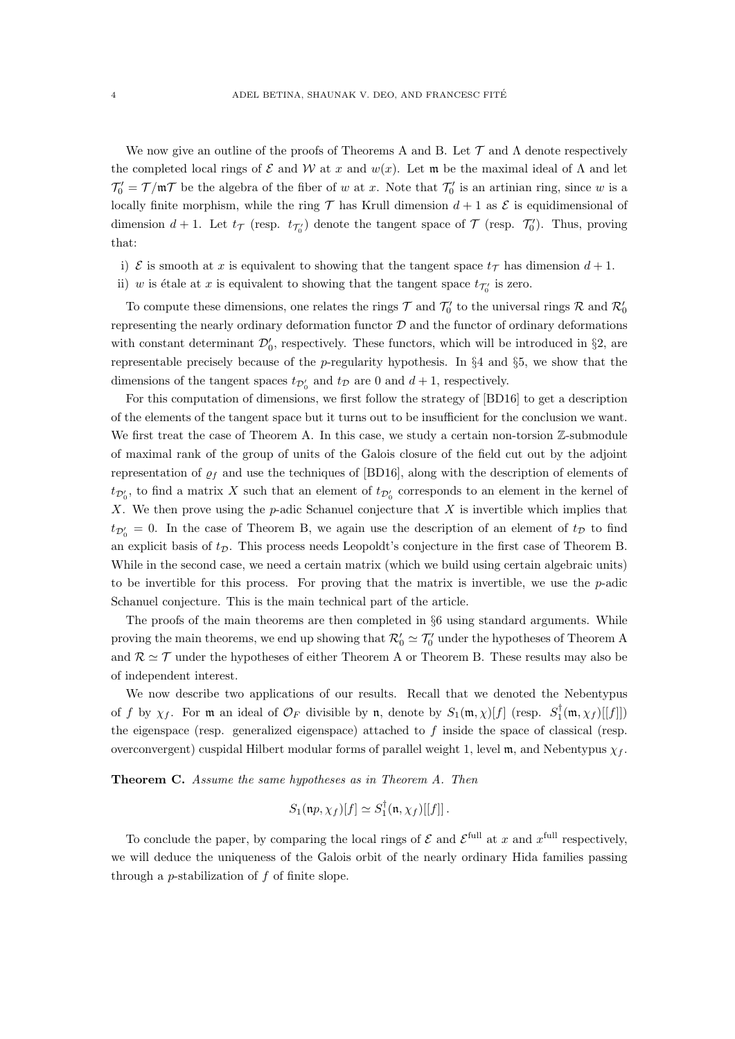We now give an outline of the proofs of Theorems A and B. Let $\mathcal{T}$ and $\Lambda$ denote respectively the completed local rings of $\mathcal{E}$ and $\mathcal{W}$ at $x$ and $w(x)$. Let $\mathfrak{m}$ be the maximal ideal of $\Lambda$ and let $\mathcal{T}_0' = \mathcal{T}/\mathfrak{m}\mathcal{T}$ be the algebra of the fiber of $w$ at $x$. Note that $\mathcal{T}_0'$ is an artinian ring, since $w$ is a locally finite morphism, while the ring $\mathcal{T}$ has Krull dimension $d+1$ as $\mathcal{E}$ is equidimensional of dimension $d+1$. Let $t_{\mathcal{T}}$ (resp. $t_{\mathcal{T}_0'}$) denote the tangent space of $\mathcal{T}$ (resp. $\mathcal{T}_0'$). Thus, proving that:

i) $\mathcal{E}$ is smooth at $x$ is equivalent to showing that the tangent space $t_{\mathcal{T}}$ has dimension $d+1$.
ii) $w$ is étale at $x$ is equivalent to showing that the tangent space $t_{\mathcal{T}_0'}$ is zero.

To compute these dimensions, one relates the rings $\mathcal{T}$ and $\mathcal{T}_0'$ to the universal rings $\mathcal{R}$ and $\mathcal{R}_0'$ representing the nearly ordinary deformation functor $\mathcal{D}$ and the functor of ordinary deformations with constant determinant $\mathcal{D}_0'$, respectively. These functors, which will be introduced in §2, are representable precisely because of the $p$-regularity hypothesis. In §4 and §5, we show that the dimensions of the tangent spaces $t_{\mathcal{D}_0'}$ and $t_{\mathcal{D}}$ are 0 and $d+1$, respectively.

For this computation of dimensions, we first follow the strategy of [BD16] to get a description of the elements of the tangent space but it turns out to be insufficient for the conclusion we want. We first treat the case of Theorem A. In this case, we study a certain non-torsion $\mathbb{Z}$-submodule of maximal rank of the group of units of the Galois closure of the field cut out by the adjoint representation of $\varrho_f$ and use the techniques of [BD16], along with the description of elements of $t_{\mathcal{D}_0'}$, to find a matrix $X$ such that an element of $t_{\mathcal{D}_0'}$ corresponds to an element in the kernel of $X$. We then prove using the $p$-adic Schanuel conjecture that $X$ is invertible which implies that $t_{\mathcal{D}_0'} = 0$. In the case of Theorem B, we again use the description of an element of $t_{\mathcal{D}}$ to find an explicit basis of $t_{\mathcal{D}}$. This process needs Leopoldt's conjecture in the first case of Theorem B. While in the second case, we need a certain matrix (which we build using certain algebraic units) to be invertible for this process. For proving that the matrix is invertible, we use the $p$-adic Schanuel conjecture. This is the main technical part of the article.

The proofs of the main theorems are then completed in §6 using standard arguments. While proving the main theorems, we end up showing that $\mathcal{R}_0' \simeq \mathcal{T}_0'$ under the hypotheses of Theorem A and $\mathcal{R} \simeq \mathcal{T}$ under the hypotheses of either Theorem A or Theorem B. These results may also be of independent interest.

We now describe two applications of our results. Recall that we denoted the Nebentypus of $f$ by $\chi_f$. For $\mathfrak{m}$ an ideal of $\mathcal{O}_F$ divisible by $\mathfrak{n}$, denote by $S_1(\mathfrak{m}, \chi)[f]$ (resp. $S_1^\dagger(\mathfrak{m}, \chi_f)[[f]]$) the eigenspace (resp. generalized eigenspace) attached to $f$ inside the space of classical (resp. overconvergent) cuspidal Hilbert modular forms of parallel weight 1, level $\mathfrak{m}$, and Nebentypus $\chi_f$.

**Theorem C.** *Assume the same hypotheses as in Theorem A. Then*

$$S_1(\mathfrak{n}p, \chi_f)[f] \simeq S_1^\dagger(\mathfrak{n}, \chi_f)[[f]]\,.$$

To conclude the paper, by comparing the local rings of $\mathcal{E}$ and $\mathcal{E}^{\text{full}}$ at $x$ and $x^{\text{full}}$ respectively, we will deduce the uniqueness of the Galois orbit of the nearly ordinary Hida families passing through a $p$-stabilization of $f$ of finite slope.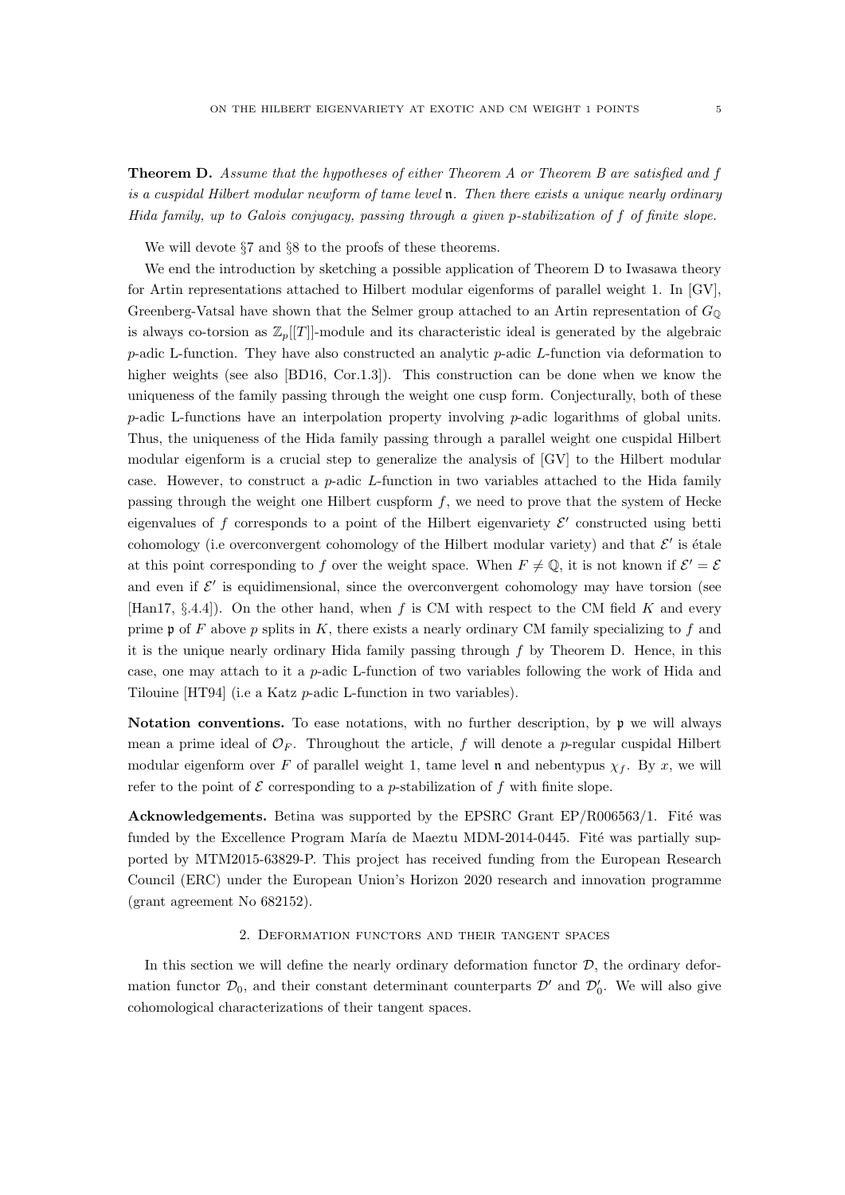**Theorem D.** *Assume that the hypotheses of either Theorem A or Theorem B are satisfied and $f$ is a cuspidal Hilbert modular newform of tame level $\mathfrak{n}$. Then there exists a unique nearly ordinary Hida family, up to Galois conjugacy, passing through a given $p$-stabilization of $f$ of finite slope.*

We will devote §7 and §8 to the proofs of these theorems.

We end the introduction by sketching a possible application of Theorem D to Iwasawa theory for Artin representations attached to Hilbert modular eigenforms of parallel weight 1. In [GV], Greenberg-Vatsal have shown that the Selmer group attached to an Artin representation of $G_{\mathbb{Q}}$ is always co-torsion as $\mathbb{Z}_p[[T]]$-module and its characteristic ideal is generated by the algebraic $p$-adic L-function. They have also constructed an analytic $p$-adic $L$-function via deformation to higher weights (see also [BD16, Cor.1.3]). This construction can be done when we know the uniqueness of the family passing through the weight one cusp form. Conjecturally, both of these $p$-adic L-functions have an interpolation property involving $p$-adic logarithms of global units. Thus, the uniqueness of the Hida family passing through a parallel weight one cuspidal Hilbert modular eigenform is a crucial step to generalize the analysis of [GV] to the Hilbert modular case. However, to construct a $p$-adic $L$-function in two variables attached to the Hida family passing through the weight one Hilbert cuspform $f$, we need to prove that the system of Hecke eigenvalues of $f$ corresponds to a point of the Hilbert eigenvariety $\mathcal{E}'$ constructed using betti cohomology (i.e overconvergent cohomology of the Hilbert modular variety) and that $\mathcal{E}'$ is étale at this point corresponding to $f$ over the weight space. When $F \neq \mathbb{Q}$, it is not known if $\mathcal{E}' = \mathcal{E}$ and even if $\mathcal{E}'$ is equidimensional, since the overconvergent cohomology may have torsion (see [Han17, §.4.4]). On the other hand, when $f$ is CM with respect to the CM field $K$ and every prime $\mathfrak{p}$ of $F$ above $p$ splits in $K$, there exists a nearly ordinary CM family specializing to $f$ and it is the unique nearly ordinary Hida family passing through $f$ by Theorem D. Hence, in this case, one may attach to it a $p$-adic L-function of two variables following the work of Hida and Tilouine [HT94] (i.e a Katz $p$-adic L-function in two variables).

**Notation conventions.** To ease notations, with no further description, by $\mathfrak{p}$ we will always mean a prime ideal of $\mathcal{O}_F$. Throughout the article, $f$ will denote a $p$-regular cuspidal Hilbert modular eigenform over $F$ of parallel weight 1, tame level $\mathfrak{n}$ and nebentypus $\chi_f$. By $x$, we will refer to the point of $\mathcal{E}$ corresponding to a $p$-stabilization of $f$ with finite slope.

**Acknowledgements.** Betina was supported by the EPSRC Grant EP/R006563/1. Fité was funded by the Excellence Program María de Maeztu MDM-2014-0445. Fité was partially supported by MTM2015-63829-P. This project has received funding from the European Research Council (ERC) under the European Union's Horizon 2020 research and innovation programme (grant agreement No 682152).

## 2. Deformation functors and their tangent spaces

In this section we will define the nearly ordinary deformation functor $\mathcal{D}$, the ordinary deformation functor $\mathcal{D}_0$, and their constant determinant counterparts $\mathcal{D}'$ and $\mathcal{D}'_0$. We will also give cohomological characterizations of their tangent spaces.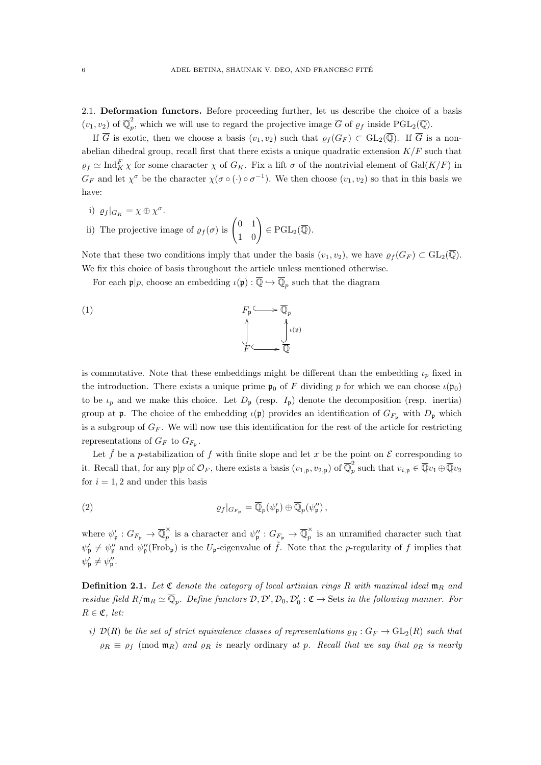2.1. **Deformation functors.** Before proceeding further, let us describe the choice of a basis $(v_1, v_2)$ of $\overline{\mathbb{Q}}_p^2$, which we will use to regard the projective image $\overline{G}$ of $\varrho_f$ inside $\mathrm{PGL}_2(\overline{\mathbb{Q}})$.

If $\overline{G}$ is exotic, then we choose a basis $(v_1, v_2)$ such that $\varrho_f(G_F) \subset \mathrm{GL}_2(\overline{\mathbb{Q}})$. If $\overline{G}$ is a non-abelian dihedral group, recall first that there exists a unique quadratic extension $K/F$ such that $\varrho_f \simeq \mathrm{Ind}_K^F \chi$ for some character $\chi$ of $G_K$. Fix a lift $\sigma$ of the nontrivial element of $\mathrm{Gal}(K/F)$ in $G_F$ and let $\chi^\sigma$ be the character $\chi(\sigma \circ (\cdot) \circ \sigma^{-1})$. We then choose $(v_1, v_2)$ so that in this basis we have:

i) $\varrho_f|_{G_K} = \chi \oplus \chi^\sigma$.

ii) The projective image of $\varrho_f(\sigma)$ is $\begin{pmatrix} 0 & 1 \\ 1 & 0 \end{pmatrix} \in \mathrm{PGL}_2(\overline{\mathbb{Q}})$.

Note that these two conditions imply that under the basis $(v_1, v_2)$, we have $\varrho_f(G_F) \subset \mathrm{GL}_2(\overline{\mathbb{Q}})$. We fix this choice of basis throughout the article unless mentioned otherwise.

For each $\mathfrak{p}|p$, choose an embedding $\iota(\mathfrak{p}) : \overline{\mathbb{Q}} \hookrightarrow \overline{\mathbb{Q}}_p$ such that the diagram

$$\begin{array}{ccc} F_{\mathfrak{p}} & \hookrightarrow & \overline{\mathbb{Q}}_p \\ \uparrow & & \uparrow \iota(\mathfrak{p}) \\ F & \hookrightarrow & \overline{\mathbb{Q}} \end{array} \tag{1}$$

is commutative. Note that these embeddings might be different than the embedding $\iota_p$ fixed in the introduction. There exists a unique prime $\mathfrak{p}_0$ of $F$ dividing $p$ for which we can choose $\iota(\mathfrak{p}_0)$ to be $\iota_p$ and we make this choice. Let $D_{\mathfrak{p}}$ (resp. $I_{\mathfrak{p}}$) denote the decomposition (resp. inertia) group at $\mathfrak{p}$. The choice of the embedding $\iota(\mathfrak{p})$ provides an identification of $G_{F_{\mathfrak{p}}}$ with $D_{\mathfrak{p}}$ which is a subgroup of $G_F$. We will now use this identification for the rest of the article for restricting representations of $G_F$ to $G_{F_{\mathfrak{p}}}$.

Let $\tilde{f}$ be a $p$-stabilization of $f$ with finite slope and let $x$ be the point on $\mathcal{E}$ corresponding to it. Recall that, for any $\mathfrak{p}|p$ of $\mathcal{O}_F$, there exists a basis $(v_{1,\mathfrak{p}}, v_{2,\mathfrak{p}})$ of $\overline{\mathbb{Q}}_p^2$ such that $v_{i,\mathfrak{p}} \in \overline{\mathbb{Q}}v_1 \oplus \overline{\mathbb{Q}}v_2$ for $i = 1, 2$ and under this basis

$$\varrho_f|_{G_{F_{\mathfrak{p}}}} = \overline{\mathbb{Q}}_p(\psi'_{\mathfrak{p}}) \oplus \overline{\mathbb{Q}}_p(\psi''_{\mathfrak{p}}), \tag{2}$$

where $\psi'_{\mathfrak{p}} : G_{F_{\mathfrak{p}}} \to \overline{\mathbb{Q}}_p^\times$ is a character and $\psi''_{\mathfrak{p}} : G_{F_{\mathfrak{p}}} \to \overline{\mathbb{Q}}_p^\times$ is an unramified character such that $\psi'_{\mathfrak{p}} \neq \psi''_{\mathfrak{p}}$ and $\psi''_{\mathfrak{p}}(\mathrm{Frob}_{\mathfrak{p}})$ is the $U_{\mathfrak{p}}$-eigenvalue of $\tilde{f}$. Note that the $p$-regularity of $f$ implies that $\psi'_{\mathfrak{p}} \neq \psi''_{\mathfrak{p}}$.

**Definition 2.1.** *Let $\mathfrak{C}$ denote the category of local artinian rings $R$ with maximal ideal $\mathfrak{m}_R$ and residue field $R/\mathfrak{m}_R \simeq \overline{\mathbb{Q}}_p$. Define functors $\mathcal{D}, \mathcal{D}', \mathcal{D}_0, \mathcal{D}'_0 : \mathfrak{C} \to \mathrm{Sets}$ in the following manner. For $R \in \mathfrak{C}$, let:*

*i) $\mathcal{D}(R)$ be the set of strict equivalence classes of representations $\varrho_R : G_F \to \mathrm{GL}_2(R)$ such that $\varrho_R \equiv \varrho_f \pmod{\mathfrak{m}_R}$ and $\varrho_R$ is* nearly ordinary *at $p$. Recall that we say that $\varrho_R$ is nearly*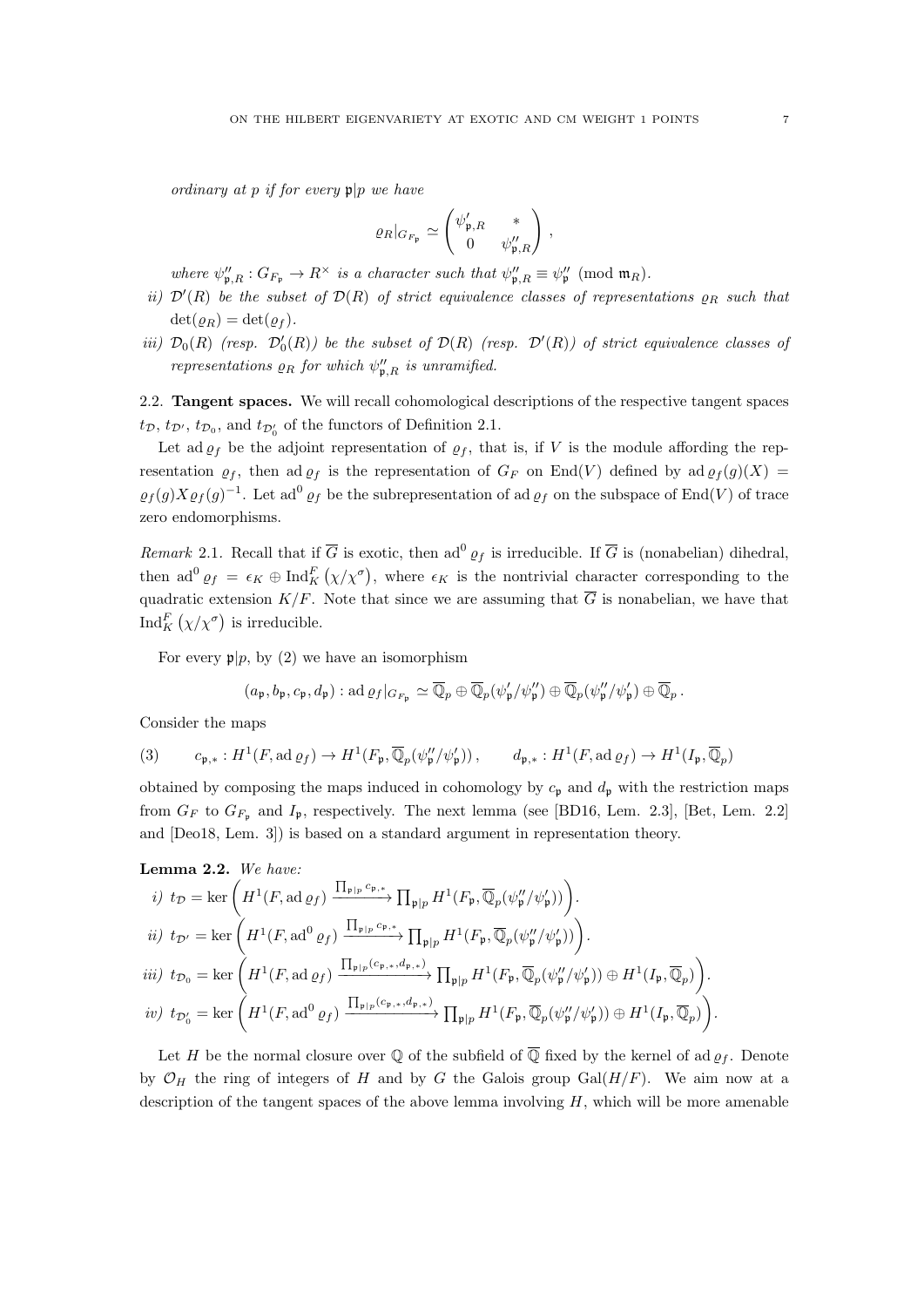*ordinary at $p$ if for every $\mathfrak{p}|p$ we have*

$$\varrho_R|_{G_{F_\mathfrak{p}}} \simeq \begin{pmatrix} \psi'_{\mathfrak{p},R} & * \\ 0 & \psi''_{\mathfrak{p},R} \end{pmatrix},$$

*where $\psi''_{\mathfrak{p},R} : G_{F_\mathfrak{p}} \to R^\times$ is a character such that $\psi''_{\mathfrak{p},R} \equiv \psi''_\mathfrak{p} \pmod{\mathfrak{m}_R}$.*

*ii) $\mathcal{D}'(R)$ be the subset of $\mathcal{D}(R)$ of strict equivalence classes of representations $\varrho_R$ such that $\det(\varrho_R) = \det(\varrho_f)$.*

*iii) $\mathcal{D}_0(R)$ (resp. $\mathcal{D}'_0(R)$) be the subset of $\mathcal{D}(R)$ (resp. $\mathcal{D}'(R)$) of strict equivalence classes of representations $\varrho_R$ for which $\psi''_{\mathfrak{p},R}$ is unramified.*

## 2.2. Tangent spaces.

We will recall cohomological descriptions of the respective tangent spaces $t_\mathcal{D}$, $t_{\mathcal{D}'}$, $t_{\mathcal{D}_0}$, and $t_{\mathcal{D}'_0}$ of the functors of Definition 2.1.

Let $\operatorname{ad}\varrho_f$ be the adjoint representation of $\varrho_f$, that is, if $V$ is the module affording the representation $\varrho_f$, then $\operatorname{ad}\varrho_f$ is the representation of $G_F$ on $\operatorname{End}(V)$ defined by $\operatorname{ad}\varrho_f(g)(X) = \varrho_f(g)X\varrho_f(g)^{-1}$. Let $\operatorname{ad}^0\varrho_f$ be the subrepresentation of $\operatorname{ad}\varrho_f$ on the subspace of $\operatorname{End}(V)$ of trace zero endomorphisms.

*Remark* 2.1. Recall that if $\overline{G}$ is exotic, then $\operatorname{ad}^0\varrho_f$ is irreducible. If $\overline{G}$ is (nonabelian) dihedral, then $\operatorname{ad}^0\varrho_f = \epsilon_K \oplus \operatorname{Ind}_K^F(\chi/\chi^\sigma)$, where $\epsilon_K$ is the nontrivial character corresponding to the quadratic extension $K/F$. Note that since we are assuming that $\overline{G}$ is nonabelian, we have that $\operatorname{Ind}_K^F(\chi/\chi^\sigma)$ is irreducible.

For every $\mathfrak{p}|p$, by (2) we have an isomorphism

$$(a_\mathfrak{p}, b_\mathfrak{p}, c_\mathfrak{p}, d_\mathfrak{p}) : \operatorname{ad}\varrho_f|_{G_{F_\mathfrak{p}}} \simeq \overline{\mathbb{Q}}_p \oplus \overline{\mathbb{Q}}_p(\psi'_\mathfrak{p}/\psi''_\mathfrak{p}) \oplus \overline{\mathbb{Q}}_p(\psi''_\mathfrak{p}/\psi'_\mathfrak{p}) \oplus \overline{\mathbb{Q}}_p\,.$$

Consider the maps

$$c_{\mathfrak{p},*} : H^1(F, \operatorname{ad}\varrho_f) \to H^1(F_\mathfrak{p}, \overline{\mathbb{Q}}_p(\psi''_\mathfrak{p}/\psi'_\mathfrak{p}))\,, \qquad d_{\mathfrak{p},*} : H^1(F, \operatorname{ad}\varrho_f) \to H^1(I_\mathfrak{p}, \overline{\mathbb{Q}}_p) \tag{3}$$

obtained by composing the maps induced in cohomology by $c_\mathfrak{p}$ and $d_\mathfrak{p}$ with the restriction maps from $G_F$ to $G_{F_\mathfrak{p}}$ and $I_\mathfrak{p}$, respectively. The next lemma (see [BD16, Lem. 2.3], [Bet, Lem. 2.2] and [Deo18, Lem. 3]) is based on a standard argument in representation theory.

**Lemma 2.2.** *We have:*

*i)* $t_\mathcal{D} = \ker\left(H^1(F, \operatorname{ad}\varrho_f) \xrightarrow{\prod_{\mathfrak{p}|p} c_{\mathfrak{p},*}} \prod_{\mathfrak{p}|p} H^1(F_\mathfrak{p}, \overline{\mathbb{Q}}_p(\psi''_\mathfrak{p}/\psi'_\mathfrak{p}))\right)$.

*ii)* $t_{\mathcal{D}'} = \ker\left(H^1(F, \operatorname{ad}^0\varrho_f) \xrightarrow{\prod_{\mathfrak{p}|p} c_{\mathfrak{p},*}} \prod_{\mathfrak{p}|p} H^1(F_\mathfrak{p}, \overline{\mathbb{Q}}_p(\psi''_\mathfrak{p}/\psi'_\mathfrak{p}))\right)$.

*iii)* $t_{\mathcal{D}_0} = \ker\left(H^1(F, \operatorname{ad}\varrho_f) \xrightarrow{\prod_{\mathfrak{p}|p}(c_{\mathfrak{p},*}, d_{\mathfrak{p},*})} \prod_{\mathfrak{p}|p} H^1(F_\mathfrak{p}, \overline{\mathbb{Q}}_p(\psi''_\mathfrak{p}/\psi'_\mathfrak{p})) \oplus H^1(I_\mathfrak{p}, \overline{\mathbb{Q}}_p)\right)$.

*iv)* $t_{\mathcal{D}'_0} = \ker\left(H^1(F, \operatorname{ad}^0\varrho_f) \xrightarrow{\prod_{\mathfrak{p}|p}(c_{\mathfrak{p},*}, d_{\mathfrak{p},*})} \prod_{\mathfrak{p}|p} H^1(F_\mathfrak{p}, \overline{\mathbb{Q}}_p(\psi''_\mathfrak{p}/\psi'_\mathfrak{p})) \oplus H^1(I_\mathfrak{p}, \overline{\mathbb{Q}}_p)\right)$.

Let $H$ be the normal closure over $\mathbb{Q}$ of the subfield of $\overline{\mathbb{Q}}$ fixed by the kernel of $\operatorname{ad}\varrho_f$. Denote by $\mathcal{O}_H$ the ring of integers of $H$ and by $G$ the Galois group $\operatorname{Gal}(H/F)$. We aim now at a description of the tangent spaces of the above lemma involving $H$, which will be more amenable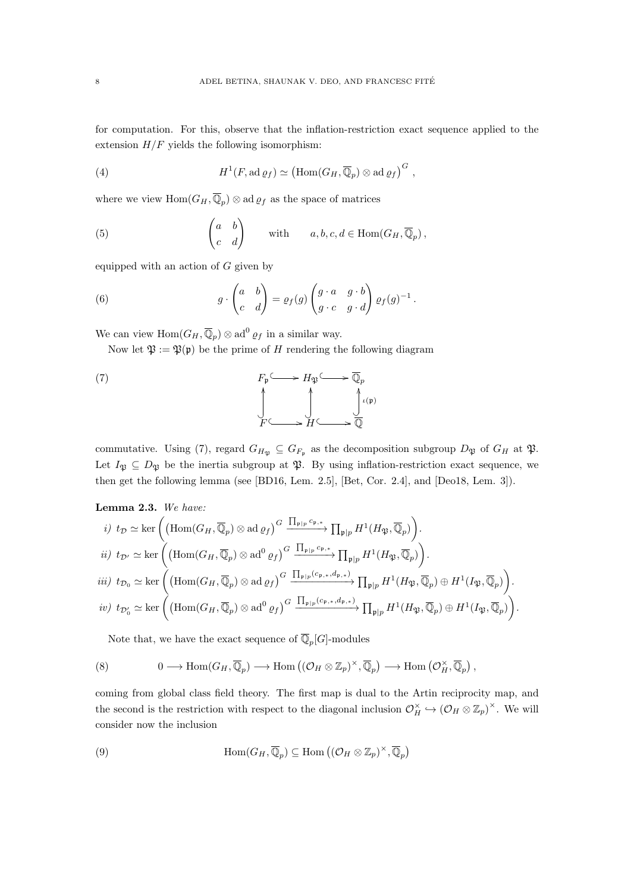for computation. For this, observe that the inflation-restriction exact sequence applied to the extension $H/F$ yields the following isomorphism:

$$H^1(F, \operatorname{ad} \varrho_f) \simeq \left(\operatorname{Hom}(G_H, \overline{\mathbb{Q}}_p) \otimes \operatorname{ad} \varrho_f\right)^G , \tag{4}$$

where we view $\operatorname{Hom}(G_H, \overline{\mathbb{Q}}_p) \otimes \operatorname{ad} \varrho_f$ as the space of matrices

$$\begin{pmatrix} a & b \\ c & d \end{pmatrix} \qquad \text{with} \qquad a, b, c, d \in \operatorname{Hom}(G_H, \overline{\mathbb{Q}}_p) , \tag{5}$$

equipped with an action of $G$ given by

$$g \cdot \begin{pmatrix} a & b \\ c & d \end{pmatrix} = \varrho_f(g) \begin{pmatrix} g \cdot a & g \cdot b \\ g \cdot c & g \cdot d \end{pmatrix} \varrho_f(g)^{-1} . \tag{6}$$

We can view $\operatorname{Hom}(G_H, \overline{\mathbb{Q}}_p) \otimes \operatorname{ad}^0 \varrho_f$ in a similar way.

Now let $\mathfrak{P} := \mathfrak{P}(\mathfrak{p})$ be the prime of $H$ rendering the following diagram

$$\begin{array}{ccccc} F_{\mathfrak{p}} & \hookrightarrow & H_{\mathfrak{P}} & \hookrightarrow & \overline{\mathbb{Q}}_p \\ \uparrow & & \uparrow & & \uparrow \iota(\mathfrak{p}) \\ F & \hookrightarrow & H & \hookrightarrow & \overline{\mathbb{Q}} \end{array} \tag{7}$$

commutative. Using (7), regard $G_{H_{\mathfrak{P}}} \subseteq G_{F_{\mathfrak{p}}}$ as the decomposition subgroup $D_{\mathfrak{P}}$ of $G_H$ at $\mathfrak{P}$. Let $I_{\mathfrak{P}} \subseteq D_{\mathfrak{P}}$ be the inertia subgroup at $\mathfrak{P}$. By using inflation-restriction exact sequence, we then get the following lemma (see [BD16, Lem. 2.5], [Bet, Cor. 2.4], and [Deo18, Lem. 3]).

**Lemma 2.3.** *We have:*

*i)* $t_{\mathcal{D}} \simeq \ker \left( \left(\operatorname{Hom}(G_H, \overline{\mathbb{Q}}_p) \otimes \operatorname{ad} \varrho_f\right)^G \xrightarrow{\prod_{\mathfrak{p}|p} c_{\mathfrak{p},*}} \prod_{\mathfrak{p}|p} H^1(H_{\mathfrak{P}}, \overline{\mathbb{Q}}_p) \right)$.

*ii)* $t_{\mathcal{D}'} \simeq \ker \left( \left(\operatorname{Hom}(G_H, \overline{\mathbb{Q}}_p) \otimes \operatorname{ad}^0 \varrho_f\right)^G \xrightarrow{\prod_{\mathfrak{p}|p} c_{\mathfrak{p},*}} \prod_{\mathfrak{p}|p} H^1(H_{\mathfrak{P}}, \overline{\mathbb{Q}}_p) \right)$.

*iii)* $t_{\mathcal{D}_0} \simeq \ker \left( \left(\operatorname{Hom}(G_H, \overline{\mathbb{Q}}_p) \otimes \operatorname{ad} \varrho_f\right)^G \xrightarrow{\prod_{\mathfrak{p}|p} (c_{\mathfrak{p},*}, d_{\mathfrak{p},*})} \prod_{\mathfrak{p}|p} H^1(H_{\mathfrak{P}}, \overline{\mathbb{Q}}_p) \oplus H^1(I_{\mathfrak{P}}, \overline{\mathbb{Q}}_p) \right)$.

*iv)* $t_{\mathcal{D}'_0} \simeq \ker \left( \left(\operatorname{Hom}(G_H, \overline{\mathbb{Q}}_p) \otimes \operatorname{ad}^0 \varrho_f\right)^G \xrightarrow{\prod_{\mathfrak{p}|p} (c_{\mathfrak{p},*}, d_{\mathfrak{p},*})} \prod_{\mathfrak{p}|p} H^1(H_{\mathfrak{P}}, \overline{\mathbb{Q}}_p) \oplus H^1(I_{\mathfrak{P}}, \overline{\mathbb{Q}}_p) \right)$.

Note that, we have the exact sequence of $\overline{\mathbb{Q}}_p[G]$-modules

$$0 \longrightarrow \operatorname{Hom}(G_H, \overline{\mathbb{Q}}_p) \longrightarrow \operatorname{Hom}\left((\mathcal{O}_H \otimes \mathbb{Z}_p)^\times, \overline{\mathbb{Q}}_p\right) \longrightarrow \operatorname{Hom}\left(\mathcal{O}_H^\times, \overline{\mathbb{Q}}_p\right) , \tag{8}$$

coming from global class field theory. The first map is dual to the Artin reciprocity map, and the second is the restriction with respect to the diagonal inclusion $\mathcal{O}_H^\times \hookrightarrow (\mathcal{O}_H \otimes \mathbb{Z}_p)^\times$. We will consider now the inclusion

$$\operatorname{Hom}(G_H, \overline{\mathbb{Q}}_p) \subseteq \operatorname{Hom}\left((\mathcal{O}_H \otimes \mathbb{Z}_p)^\times, \overline{\mathbb{Q}}_p\right) \tag{9}$$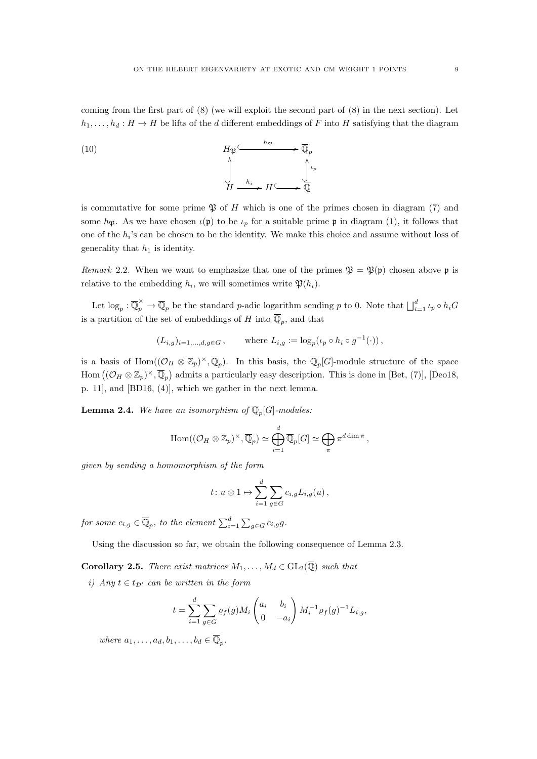coming from the first part of (8) (we will exploit the second part of (8) in the next section). Let $h_1, \ldots, h_d : H \to H$ be lifts of the $d$ different embeddings of $F$ into $H$ satisfying that the diagram

$$
\begin{array}{ccc}
H_{\mathfrak{P}} & \xhookrightarrow{\quad h_{\mathfrak{P}} \quad} & \overline{\mathbb{Q}}_p \\
\big\uparrow & & \big\uparrow {\scriptstyle \iota_p} \\
H & \xrightarrow{\ h_i\ } H \hookrightarrow & \overline{\mathbb{Q}}
\end{array}
\tag{10}
$$

is commutative for some prime $\mathfrak{P}$ of $H$ which is one of the primes chosen in diagram (7) and some $h_{\mathfrak{P}}$. As we have chosen $\iota(\mathfrak{p})$ to be $\iota_p$ for a suitable prime $\mathfrak{p}$ in diagram (1), it follows that one of the $h_i$'s can be chosen to be the identity. We make this choice and assume without loss of generality that $h_1$ is identity.

*Remark* 2.2. When we want to emphasize that one of the primes $\mathfrak{P} = \mathfrak{P}(\mathfrak{p})$ chosen above $\mathfrak{p}$ is relative to the embedding $h_i$, we will sometimes write $\mathfrak{P}(h_i)$.

Let $\log_p : \overline{\mathbb{Q}}_p^\times \to \overline{\mathbb{Q}}_p$ be the standard $p$-adic logarithm sending $p$ to 0. Note that $\bigsqcup_{i=1}^d \iota_p \circ h_i G$ is a partition of the set of embeddings of $H$ into $\overline{\mathbb{Q}}_p$, and that

$$
(L_{i,g})_{i=1,\ldots,d, g \in G}\,, \qquad \text{where } L_{i,g} := \log_p(\iota_p \circ h_i \circ g^{-1}(\cdot))\,,
$$

is a basis of $\mathrm{Hom}((\mathcal{O}_H \otimes \mathbb{Z}_p)^\times, \overline{\mathbb{Q}}_p)$. In this basis, the $\overline{\mathbb{Q}}_p[G]$-module structure of the space $\mathrm{Hom}\left((\mathcal{O}_H \otimes \mathbb{Z}_p)^\times, \overline{\mathbb{Q}}_p\right)$ admits a particularly easy description. This is done in [Bet, (7)], [Deo18, p. 11], and [BD16, (4)], which we gather in the next lemma.

**Lemma 2.4.** *We have an isomorphism of $\overline{\mathbb{Q}}_p[G]$-modules:*

$$
\mathrm{Hom}((\mathcal{O}_H \otimes \mathbb{Z}_p)^\times, \overline{\mathbb{Q}}_p) \simeq \bigoplus_{i=1}^d \overline{\mathbb{Q}}_p[G] \simeq \bigoplus_\pi \pi^{d \dim \pi}\,,
$$

*given by sending a homomorphism of the form*

$$
t \colon u \otimes 1 \mapsto \sum_{i=1}^d \sum_{g \in G} c_{i,g} L_{i,g}(u)\,,
$$

*for some $c_{i,g} \in \overline{\mathbb{Q}}_p$, to the element $\sum_{i=1}^d \sum_{g \in G} c_{i,g} g$.*

Using the discussion so far, we obtain the following consequence of Lemma 2.3.

**Corollary 2.5.** *There exist matrices $M_1, \ldots, M_d \in \mathrm{GL}_2(\overline{\mathbb{Q}})$ such that*

*i) Any $t \in t_{\mathcal{D}'}$ can be written in the form*

$$
t = \sum_{i=1}^d \sum_{g \in G} \varrho_f(g) M_i \begin{pmatrix} a_i & b_i \\ 0 & -a_i \end{pmatrix} M_i^{-1} \varrho_f(g)^{-1} L_{i,g},
$$

*where $a_1, \ldots, a_d, b_1, \ldots, b_d \in \overline{\mathbb{Q}}_p$.*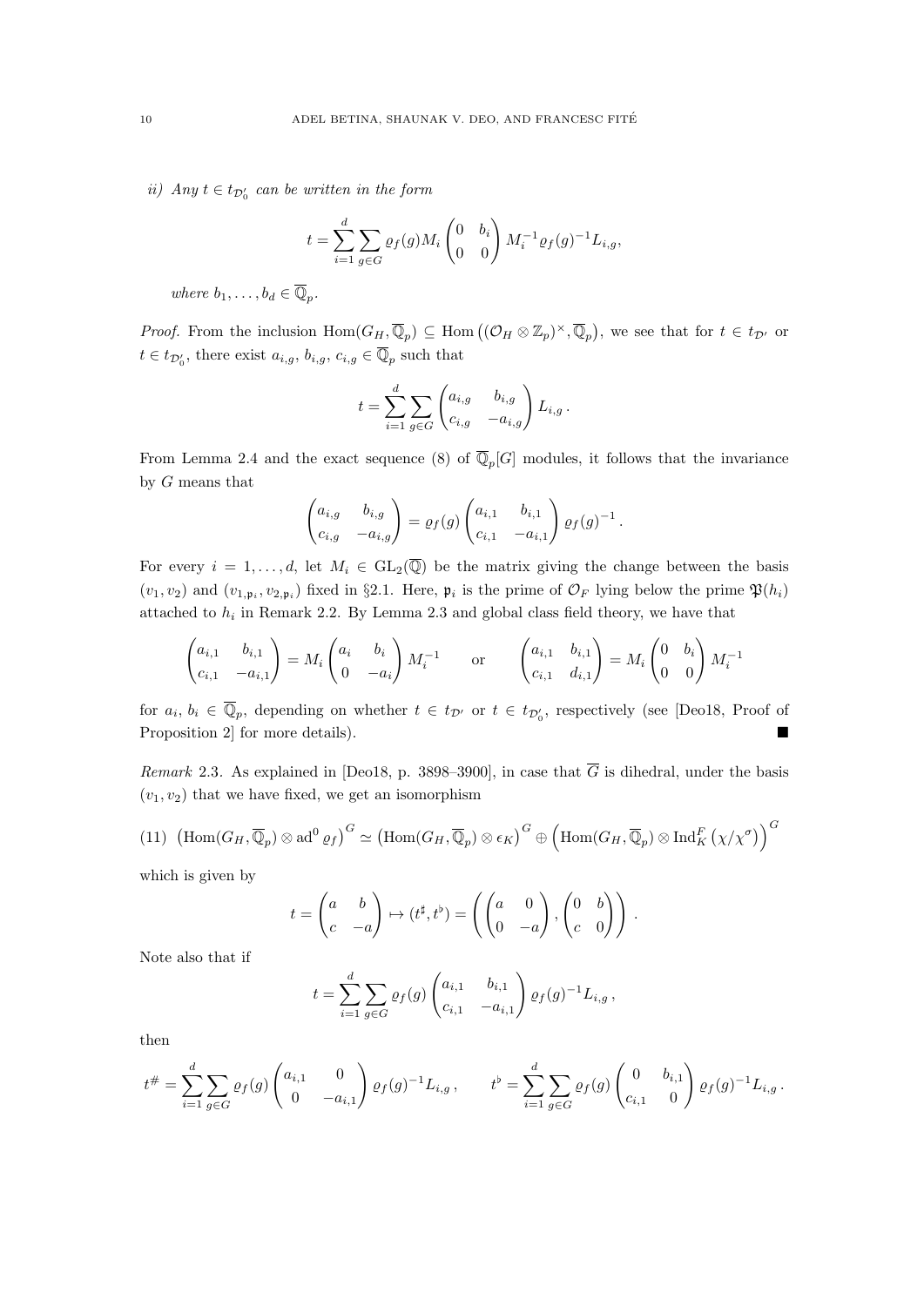*ii) Any $t \in t_{\mathcal{D}_0'}$ can be written in the form*

$$t = \sum_{i=1}^{d} \sum_{g \in G} \varrho_f(g) M_i \begin{pmatrix} 0 & b_i \\ 0 & 0 \end{pmatrix} M_i^{-1} \varrho_f(g)^{-1} L_{i,g},$$

*where $b_1, \ldots, b_d \in \overline{\mathbb{Q}}_p$.*

*Proof.* From the inclusion $\mathrm{Hom}(G_H, \overline{\mathbb{Q}}_p) \subseteq \mathrm{Hom}\left((\mathcal{O}_H \otimes \mathbb{Z}_p)^\times, \overline{\mathbb{Q}}_p\right)$, we see that for $t \in t_{\mathcal{D}'}$ or $t \in t_{\mathcal{D}_0'}$, there exist $a_{i,g}$, $b_{i,g}$, $c_{i,g} \in \overline{\mathbb{Q}}_p$ such that

$$t = \sum_{i=1}^{d} \sum_{g \in G} \begin{pmatrix} a_{i,g} & b_{i,g} \\ c_{i,g} & -a_{i,g} \end{pmatrix} L_{i,g}\,.$$

From Lemma 2.4 and the exact sequence (8) of $\overline{\mathbb{Q}}_p[G]$ modules, it follows that the invariance by $G$ means that

$$\begin{pmatrix} a_{i,g} & b_{i,g} \\ c_{i,g} & -a_{i,g} \end{pmatrix} = \varrho_f(g) \begin{pmatrix} a_{i,1} & b_{i,1} \\ c_{i,1} & -a_{i,1} \end{pmatrix} \varrho_f(g)^{-1}\,.$$

For every $i = 1, \ldots, d$, let $M_i \in \mathrm{GL}_2(\overline{\mathbb{Q}})$ be the matrix giving the change between the basis $(v_1, v_2)$ and $(v_{1,\mathfrak{p}_i}, v_{2,\mathfrak{p}_i})$ fixed in §2.1. Here, $\mathfrak{p}_i$ is the prime of $\mathcal{O}_F$ lying below the prime $\mathfrak{P}(h_i)$ attached to $h_i$ in Remark 2.2. By Lemma 2.3 and global class field theory, we have that

$$\begin{pmatrix} a_{i,1} & b_{i,1} \\ c_{i,1} & -a_{i,1} \end{pmatrix} = M_i \begin{pmatrix} a_i & b_i \\ 0 & -a_i \end{pmatrix} M_i^{-1} \qquad \text{or} \qquad \begin{pmatrix} a_{i,1} & b_{i,1} \\ c_{i,1} & d_{i,1} \end{pmatrix} = M_i \begin{pmatrix} 0 & b_i \\ 0 & 0 \end{pmatrix} M_i^{-1}$$

for $a_i$, $b_i \in \overline{\mathbb{Q}}_p$, depending on whether $t \in t_{\mathcal{D}'}$ or $t \in t_{\mathcal{D}_0'}$, respectively (see [Deo18, Proof of Proposition 2] for more details). ∎

*Remark* 2.3. As explained in [Deo18, p. 3898–3900], in case that $\overline{G}$ is dihedral, under the basis $(v_1, v_2)$ that we have fixed, we get an isomorphism

$$\left(\mathrm{Hom}(G_H, \overline{\mathbb{Q}}_p) \otimes \mathrm{ad}^0\, \varrho_f\right)^G \simeq \left(\mathrm{Hom}(G_H, \overline{\mathbb{Q}}_p) \otimes \epsilon_K\right)^G \oplus \left(\mathrm{Hom}(G_H, \overline{\mathbb{Q}}_p) \otimes \mathrm{Ind}_K^F\left(\chi/\chi^\sigma\right)\right)^G \tag{11}$$

which is given by

$$t = \begin{pmatrix} a & b \\ c & -a \end{pmatrix} \mapsto (t^\sharp, t^\flat) = \left( \begin{pmatrix} a & 0 \\ 0 & -a \end{pmatrix}, \begin{pmatrix} 0 & b \\ c & 0 \end{pmatrix} \right)\,.$$

Note also that if

$$t = \sum_{i=1}^{d} \sum_{g \in G} \varrho_f(g) \begin{pmatrix} a_{i,1} & b_{i,1} \\ c_{i,1} & -a_{i,1} \end{pmatrix} \varrho_f(g)^{-1} L_{i,g}\,,$$

then

$$t^\# = \sum_{i=1}^{d} \sum_{g \in G} \varrho_f(g) \begin{pmatrix} a_{i,1} & 0 \\ 0 & -a_{i,1} \end{pmatrix} \varrho_f(g)^{-1} L_{i,g}\,, \qquad t^\flat = \sum_{i=1}^{d} \sum_{g \in G} \varrho_f(g) \begin{pmatrix} 0 & b_{i,1} \\ c_{i,1} & 0 \end{pmatrix} \varrho_f(g)^{-1} L_{i,g}\,.$$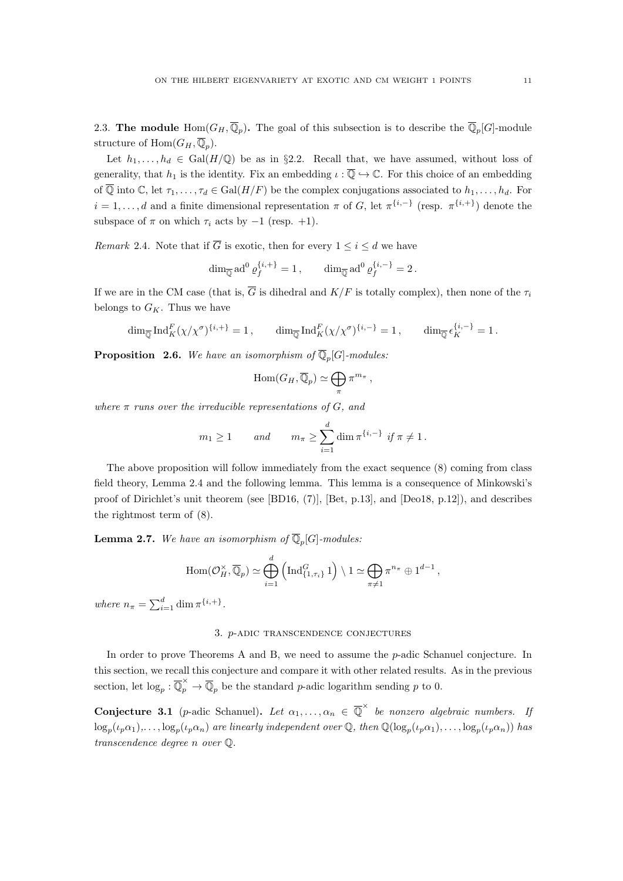2.3. **The module** $\mathrm{Hom}(G_H, \overline{\mathbb{Q}}_p)$**.** The goal of this subsection is to describe the $\overline{\mathbb{Q}}_p[G]$-module structure of $\mathrm{Hom}(G_H, \overline{\mathbb{Q}}_p)$.

Let $h_1, \ldots, h_d \in \mathrm{Gal}(H/\mathbb{Q})$ be as in §2.2. Recall that, we have assumed, without loss of generality, that $h_1$ is the identity. Fix an embedding $\iota : \overline{\mathbb{Q}} \hookrightarrow \mathbb{C}$. For this choice of an embedding of $\overline{\mathbb{Q}}$ into $\mathbb{C}$, let $\tau_1, \ldots, \tau_d \in \mathrm{Gal}(H/F)$ be the complex conjugations associated to $h_1, \ldots, h_d$. For $i = 1, \ldots, d$ and a finite dimensional representation $\pi$ of $G$, let $\pi^{\{i,-\}}$ (resp. $\pi^{\{i,+\}}$) denote the subspace of $\pi$ on which $\tau_i$ acts by $-1$ (resp. $+1$).

*Remark* 2.4. Note that if $\overline{G}$ is exotic, then for every $1 \leq i \leq d$ we have

$$\dim_{\overline{\mathbb{Q}}} \mathrm{ad}^0 \varrho_f^{\{i,+\}} = 1\,, \qquad \dim_{\overline{\mathbb{Q}}} \mathrm{ad}^0 \varrho_f^{\{i,-\}} = 2\,.$$

If we are in the CM case (that is, $\overline{G}$ is dihedral and $K/F$ is totally complex), then none of the $\tau_i$ belongs to $G_K$. Thus we have

$$\dim_{\overline{\mathbb{Q}}} \mathrm{Ind}_K^F(\chi/\chi^\sigma)^{\{i,+\}} = 1\,, \qquad \dim_{\overline{\mathbb{Q}}} \mathrm{Ind}_K^F(\chi/\chi^\sigma)^{\{i,-\}} = 1\,, \qquad \dim_{\overline{\mathbb{Q}}} \epsilon_K^{\{i,-\}} = 1\,.$$

**Proposition 2.6.** *We have an isomorphism of* $\overline{\mathbb{Q}}_p[G]$*-modules:*

$$\mathrm{Hom}(G_H, \overline{\mathbb{Q}}_p) \simeq \bigoplus_{\pi} \pi^{m_\pi}\,,$$

*where* $\pi$ *runs over the irreducible representations of* $G$*, and*

$$m_1 \geq 1 \qquad \textit{and} \qquad m_\pi \geq \sum_{i=1}^{d} \dim \pi^{\{i,-\}} \ \textit{if}\ \pi \neq 1\,.$$

The above proposition will follow immediately from the exact sequence (8) coming from class field theory, Lemma 2.4 and the following lemma. This lemma is a consequence of Minkowski's proof of Dirichlet's unit theorem (see [BD16, (7)], [Bet, p.13], and [Deo18, p.12]), and describes the rightmost term of (8).

**Lemma 2.7.** *We have an isomorphism of* $\overline{\mathbb{Q}}_p[G]$*-modules:*

$$\mathrm{Hom}(\mathcal{O}_H^\times, \overline{\mathbb{Q}}_p) \simeq \bigoplus_{i=1}^{d} \left(\mathrm{Ind}_{\{1,\tau_i\}}^G 1\right) \setminus 1 \simeq \bigoplus_{\pi \neq 1} \pi^{n_\pi} \oplus 1^{d-1}\,,$$

*where* $n_\pi = \sum_{i=1}^{d} \dim \pi^{\{i,+\}}$.

## 3. $p$-adic transcendence conjectures

In order to prove Theorems A and B, we need to assume the $p$-adic Schanuel conjecture. In this section, we recall this conjecture and compare it with other related results. As in the previous section, let $\log_p : \overline{\mathbb{Q}}_p^\times \to \overline{\mathbb{Q}}_p$ be the standard $p$-adic logarithm sending $p$ to 0.

**Conjecture 3.1** ($p$-adic Schanuel)**.** *Let* $\alpha_1, \ldots, \alpha_n \in \overline{\mathbb{Q}}^\times$ *be nonzero algebraic numbers. If* $\log_p(\iota_p\alpha_1), \ldots, \log_p(\iota_p\alpha_n)$ *are linearly independent over* $\mathbb{Q}$*, then* $\mathbb{Q}(\log_p(\iota_p\alpha_1), \ldots, \log_p(\iota_p\alpha_n))$ *has transcendence degree* $n$ *over* $\mathbb{Q}$*.*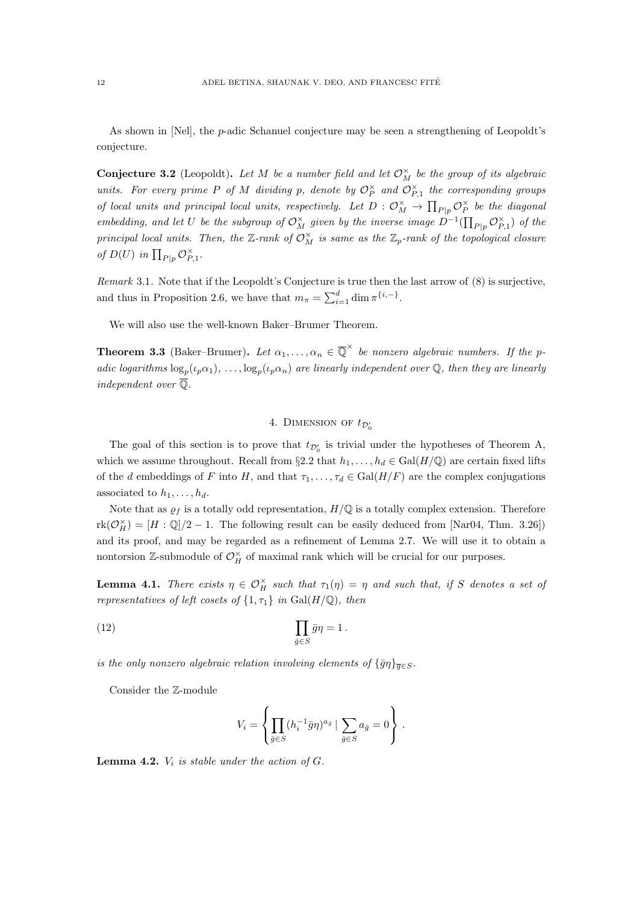As shown in [Nel], the $p$-adic Schanuel conjecture may be seen a strengthening of Leopoldt's conjecture.

**Conjecture 3.2** (Leopoldt)**.** *Let $M$ be a number field and let $\mathcal{O}_M^\times$ be the group of its algebraic units. For every prime $P$ of $M$ dividing $p$, denote by $\mathcal{O}_P^\times$ and $\mathcal{O}_{P,1}^\times$ the corresponding groups of local units and principal local units, respectively. Let $D : \mathcal{O}_M^\times \to \prod_{P|p} \mathcal{O}_P^\times$ be the diagonal embedding, and let $U$ be the subgroup of $\mathcal{O}_M^\times$ given by the inverse image $D^{-1}(\prod_{P|p} \mathcal{O}_{P,1}^\times)$ of the principal local units. Then, the $\mathbb{Z}$-rank of $\mathcal{O}_M^\times$ is same as the $\mathbb{Z}_p$-rank of the topological closure of $D(U)$ in $\prod_{P|p} \mathcal{O}_{P,1}^\times$.*

*Remark* 3.1. Note that if the Leopoldt's Conjecture is true then the last arrow of (8) is surjective, and thus in Proposition 2.6, we have that $m_\pi = \sum_{i=1}^d \dim \pi^{\{i,-\}}$.

We will also use the well-known Baker–Brumer Theorem.

**Theorem 3.3** (Baker–Brumer)**.** *Let $\alpha_1, \ldots, \alpha_n \in \overline{\mathbb{Q}}^\times$ be nonzero algebraic numbers. If the $p$-adic logarithms $\log_p(\iota_p \alpha_1), \ldots, \log_p(\iota_p \alpha_n)$ are linearly independent over $\mathbb{Q}$, then they are linearly independent over $\overline{\mathbb{Q}}$.*

## 4. Dimension of $t_{\mathcal{D}_0'}$

The goal of this section is to prove that $t_{\mathcal{D}_0'}$ is trivial under the hypotheses of Theorem A, which we assume throughout. Recall from §2.2 that $h_1, \ldots, h_d \in \mathrm{Gal}(H/\mathbb{Q})$ are certain fixed lifts of the $d$ embeddings of $F$ into $H$, and that $\tau_1, \ldots, \tau_d \in \mathrm{Gal}(H/F)$ are the complex conjugations associated to $h_1, \ldots, h_d$.

Note that as $\varrho_f$ is a totally odd representation, $H/\mathbb{Q}$ is a totally complex extension. Therefore $\mathrm{rk}(\mathcal{O}_H^\times) = [H : \mathbb{Q}]/2 - 1$. The following result can be easily deduced from [Nar04, Thm. 3.26]) and its proof, and may be regarded as a refinement of Lemma 2.7. We will use it to obtain a nontorsion $\mathbb{Z}$-submodule of $\mathcal{O}_H^\times$ of maximal rank which will be crucial for our purposes.

**Lemma 4.1.** *There exists $\eta \in \mathcal{O}_H^\times$ such that $\tau_1(\eta) = \eta$ and such that, if $S$ denotes a set of representatives of left cosets of $\{1, \tau_1\}$ in $\mathrm{Gal}(H/\mathbb{Q})$, then*

$$\prod_{\bar{g} \in S} \bar{g}\eta = 1 \,. \tag{12}$$

*is the only nonzero algebraic relation involving elements of $\{\bar{g}\eta\}_{\overline{g} \in S}$.*

Consider the $\mathbb{Z}$-module

$$V_i = \left\{ \prod_{\bar{g} \in S} (h_i^{-1}\bar{g}\eta)^{a_{\bar{g}}} \mid \sum_{\bar{g} \in S} a_{\bar{g}} = 0 \right\} .$$

**Lemma 4.2.** *$V_i$ is stable under the action of $G$.*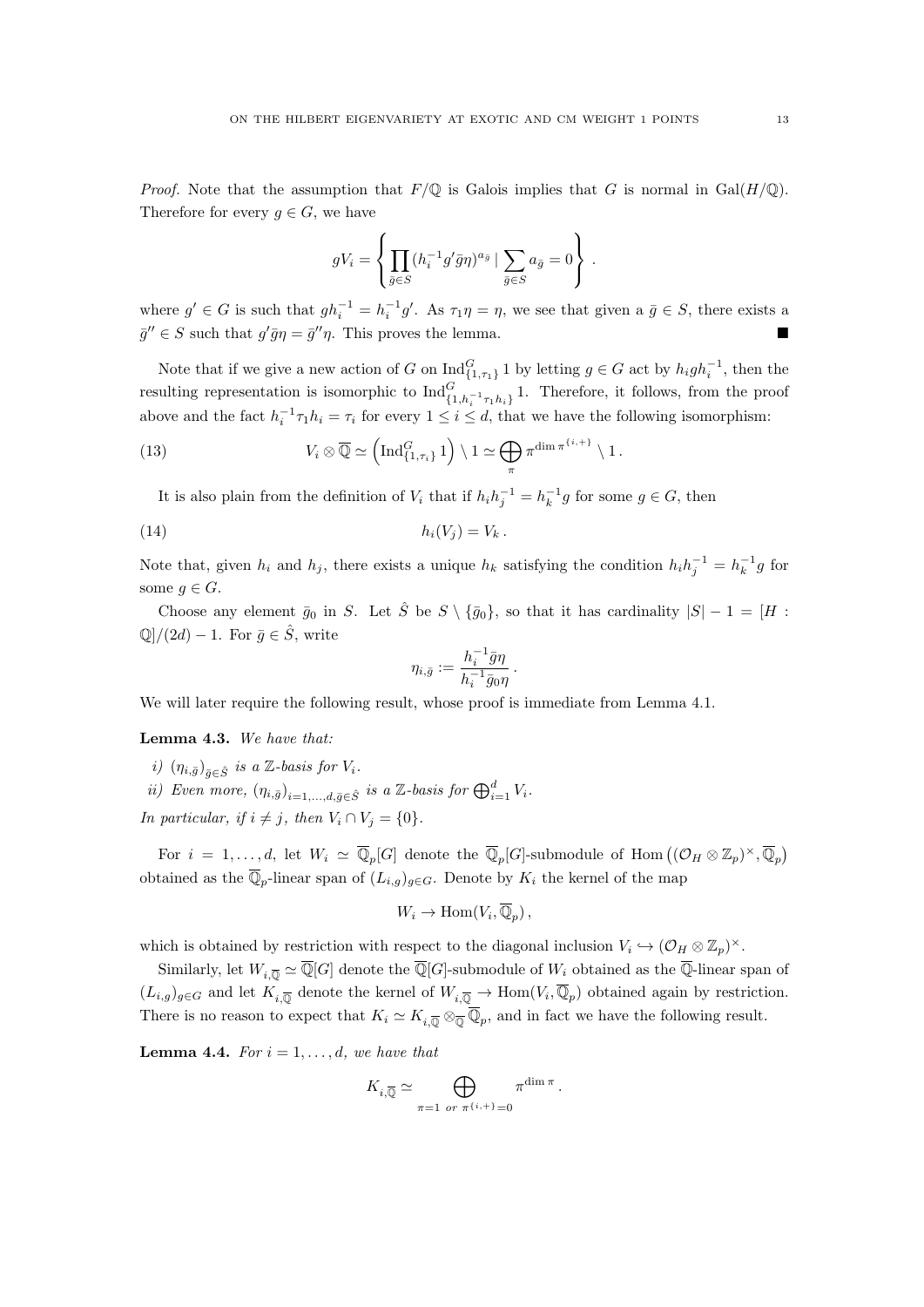*Proof.* Note that the assumption that $F/\mathbb{Q}$ is Galois implies that $G$ is normal in $\mathrm{Gal}(H/\mathbb{Q})$. Therefore for every $g \in G$, we have

$$gV_i = \left\{ \prod_{\bar{g} \in S} (h_i^{-1} g' \bar{g} \eta)^{a_{\bar{g}}} \mid \sum_{\bar{g} \in S} a_{\bar{g}} = 0 \right\} .$$

where $g' \in G$ is such that $gh_i^{-1} = h_i^{-1} g'$. As $\tau_1 \eta = \eta$, we see that given a $\bar{g} \in S$, there exists a $\bar{g}'' \in S$ such that $g' \bar{g} \eta = \bar{g}'' \eta$. This proves the lemma. ∎

Note that if we give a new action of $G$ on $\mathrm{Ind}_{\{1,\tau_1\}}^G 1$ by letting $g \in G$ act by $h_i g h_i^{-1}$, then the resulting representation is isomorphic to $\mathrm{Ind}_{\{1, h_i^{-1}\tau_1 h_i\}}^G 1$. Therefore, it follows, from the proof above and the fact $h_i^{-1}\tau_1 h_i = \tau_i$ for every $1 \le i \le d$, that we have the following isomorphism:

$$V_i \otimes \overline{\mathbb{Q}} \simeq \left( \mathrm{Ind}_{\{1,\tau_i\}}^G 1 \right) \setminus 1 \simeq \bigoplus_{\pi} \pi^{\dim \pi^{\{i,+\}}} \setminus 1 \,. \tag{13}$$

It is also plain from the definition of $V_i$ that if $h_i h_j^{-1} = h_k^{-1} g$ for some $g \in G$, then

$$h_i(V_j) = V_k \,. \tag{14}$$

Note that, given $h_i$ and $h_j$, there exists a unique $h_k$ satisfying the condition $h_i h_j^{-1} = h_k^{-1} g$ for some $g \in G$.

Choose any element $\bar{g}_0$ in $S$. Let $\hat{S}$ be $S \setminus \{\bar{g}_0\}$, so that it has cardinality $|S| - 1 = [H : \mathbb{Q}]/(2d) - 1$. For $\bar{g} \in \hat{S}$, write

$$\eta_{i,\bar{g}} := \frac{h_i^{-1} \bar{g} \eta}{h_i^{-1} \bar{g}_0 \eta} \,.$$

We will later require the following result, whose proof is immediate from Lemma 4.1.

**Lemma 4.3.** *We have that:*

*i)* $(\eta_{i,\bar{g}})_{\bar{g} \in \hat{S}}$ *is a* $\mathbb{Z}$*-basis for* $V_i$.

*ii) Even more,* $(\eta_{i,\bar{g}})_{i=1,\ldots,d, \bar{g} \in \hat{S}}$ *is a* $\mathbb{Z}$*-basis for* $\bigoplus_{i=1}^d V_i$.

*In particular, if* $i \neq j$*, then* $V_i \cap V_j = \{0\}$.

For $i = 1, \ldots, d$, let $W_i \simeq \overline{\mathbb{Q}}_p[G]$ denote the $\overline{\mathbb{Q}}_p[G]$-submodule of $\mathrm{Hom}\left((\mathcal{O}_H \otimes \mathbb{Z}_p)^\times, \overline{\mathbb{Q}}_p\right)$ obtained as the $\overline{\mathbb{Q}}_p$-linear span of $(L_{i,g})_{g \in G}$. Denote by $K_i$ the kernel of the map

$$W_i \to \mathrm{Hom}(V_i, \overline{\mathbb{Q}}_p) \,,$$

which is obtained by restriction with respect to the diagonal inclusion $V_i \hookrightarrow (\mathcal{O}_H \otimes \mathbb{Z}_p)^\times$.

Similarly, let $W_{i,\overline{\mathbb{Q}}} \simeq \overline{\mathbb{Q}}[G]$ denote the $\overline{\mathbb{Q}}[G]$-submodule of $W_i$ obtained as the $\overline{\mathbb{Q}}$-linear span of $(L_{i,g})_{g \in G}$ and let $K_{i,\overline{\mathbb{Q}}}$ denote the kernel of $W_{i,\overline{\mathbb{Q}}} \to \mathrm{Hom}(V_i, \overline{\mathbb{Q}}_p)$ obtained again by restriction. There is no reason to expect that $K_i \simeq K_{i,\overline{\mathbb{Q}}} \otimes_{\overline{\mathbb{Q}}} \overline{\mathbb{Q}}_p$, and in fact we have the following result.

**Lemma 4.4.** *For* $i = 1, \ldots, d$*, we have that*

$$K_{i,\overline{\mathbb{Q}}} \simeq \bigoplus_{\pi = 1 \text{ or } \pi^{\{i,+\}} = 0} \pi^{\dim \pi} \,.$$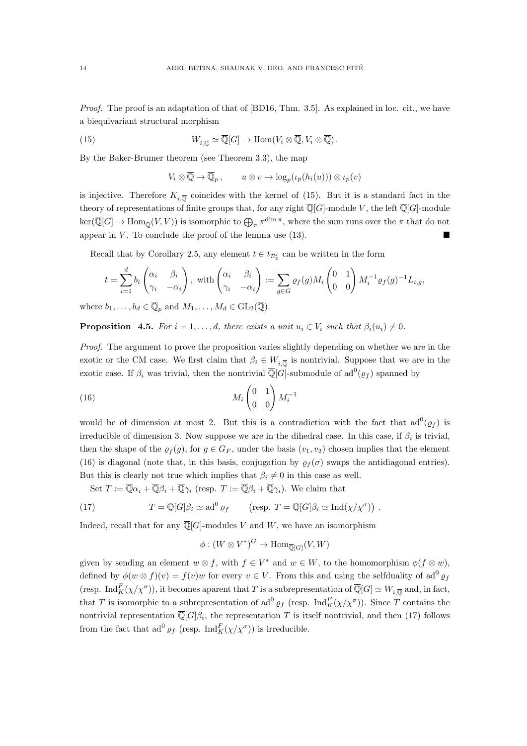*Proof.* The proof is an adaptation of that of [BD16, Thm. 3.5]. As explained in loc. cit., we have a biequivariant structural morphism

$$W_{i,\overline{\mathbb{Q}}} \simeq \overline{\mathbb{Q}}[G] \to \mathrm{Hom}(V_i \otimes \overline{\mathbb{Q}}, V_i \otimes \overline{\mathbb{Q}})\,. \tag{15}$$

By the Baker-Brumer theorem (see Theorem 3.3), the map

$$V_i \otimes \overline{\mathbb{Q}} \to \overline{\mathbb{Q}}_p\,, \qquad u \otimes v \mapsto \log_p(\iota_p(h_i(u))) \otimes \iota_p(v)$$

is injective. Therefore $K_{i,\overline{\mathbb{Q}}}$ coincides with the kernel of (15). But it is a standard fact in the theory of representations of finite groups that, for any right $\overline{\mathbb{Q}}[G]$-module $V$, the left $\overline{\mathbb{Q}}[G]$-module $\ker(\overline{\mathbb{Q}}[G] \to \mathrm{Hom}_{\overline{\mathbb{Q}}}(V,V))$ is isomorphic to $\bigoplus_\pi \pi^{\dim \pi}$, where the sum runs over the $\pi$ that do not appear in $V$. To conclude the proof of the lemma use (13). ■

Recall that by Corollary 2.5, any element $t \in t_{\mathcal{D}'_0}$ can be written in the form

$$t = \sum_{i=1}^{d} b_i \begin{pmatrix} \alpha_i & \beta_i \\ \gamma_i & -\alpha_i \end{pmatrix}, \text{ with } \begin{pmatrix} \alpha_i & \beta_i \\ \gamma_i & -\alpha_i \end{pmatrix} := \sum_{g \in G} \varrho_f(g) M_i \begin{pmatrix} 0 & 1 \\ 0 & 0 \end{pmatrix} M_i^{-1} \varrho_f(g)^{-1} L_{i,g},$$

where $b_1, \dots, b_d \in \overline{\mathbb{Q}}_p$ and $M_1, \dots, M_d \in \mathrm{GL}_2(\overline{\mathbb{Q}})$.

**Proposition 4.5.** *For $i = 1, \dots, d$, there exists a unit $u_i \in V_i$ such that $\beta_i(u_i) \neq 0$.*

*Proof.* The argument to prove the proposition varies slightly depending on whether we are in the exotic or the CM case. We first claim that $\beta_i \in W_{i,\overline{\mathbb{Q}}}$ is nontrivial. Suppose that we are in the exotic case. If $\beta_i$ was trivial, then the nontrivial $\overline{\mathbb{Q}}[G]$-submodule of $\mathrm{ad}^0(\varrho_f)$ spanned by

$$M_i \begin{pmatrix} 0 & 1 \\ 0 & 0 \end{pmatrix} M_i^{-1} \tag{16}$$

would be of dimension at most 2. But this is a contradiction with the fact that $\mathrm{ad}^0(\varrho_f)$ is irreducible of dimension 3. Now suppose we are in the dihedral case. In this case, if $\beta_i$ is trivial, then the shape of the $\varrho_f(g)$, for $g \in G_F$, under the basis $(v_1, v_2)$ chosen implies that the element (16) is diagonal (note that, in this basis, conjugation by $\varrho_f(\sigma)$ swaps the antidiagonal entries). But this is clearly not true which implies that $\beta_i \neq 0$ in this case as well.

Set $T := \overline{\mathbb{Q}}\alpha_i + \overline{\mathbb{Q}}\beta_i + \overline{\mathbb{Q}}\gamma_i$ (resp. $T := \overline{\mathbb{Q}}\beta_i + \overline{\mathbb{Q}}\gamma_i$). We claim that

$$T = \overline{\mathbb{Q}}[G]\beta_i \simeq \mathrm{ad}^0 \varrho_f \qquad \left(\text{resp. } T = \overline{\mathbb{Q}}[G]\beta_i \simeq \mathrm{Ind}(\chi/\chi^\sigma)\right)\,. \tag{17}$$

Indeed, recall that for any $\overline{\mathbb{Q}}[G]$-modules $V$ and $W$, we have an isomorphism

$$\phi : (W \otimes V^*)^G \to \mathrm{Hom}_{\overline{\mathbb{Q}}[G]}(V, W)$$

given by sending an element $w \otimes f$, with $f \in V^*$ and $w \in W$, to the homomorphism $\phi(f \otimes w)$, defined by $\phi(w \otimes f)(v) = f(v)w$ for every $v \in V$. From this and using the selfduality of $\mathrm{ad}^0 \varrho_f$ (resp. $\mathrm{Ind}_K^F(\chi/\chi^\sigma)$), it becomes aparent that $T$ is a subrepresentation of $\overline{\mathbb{Q}}[G] \simeq W_{i,\overline{\mathbb{Q}}}$ and, in fact, that $T$ is isomorphic to a subrepresentation of $\mathrm{ad}^0 \varrho_f$ (resp. $\mathrm{Ind}_K^F(\chi/\chi^\sigma)$). Since $T$ contains the nontrivial representation $\overline{\mathbb{Q}}[G]\beta_i$, the representation $T$ is itself nontrivial, and then (17) follows from the fact that $\mathrm{ad}^0 \varrho_f$ (resp. $\mathrm{Ind}_K^F(\chi/\chi^\sigma)$) is irreducible.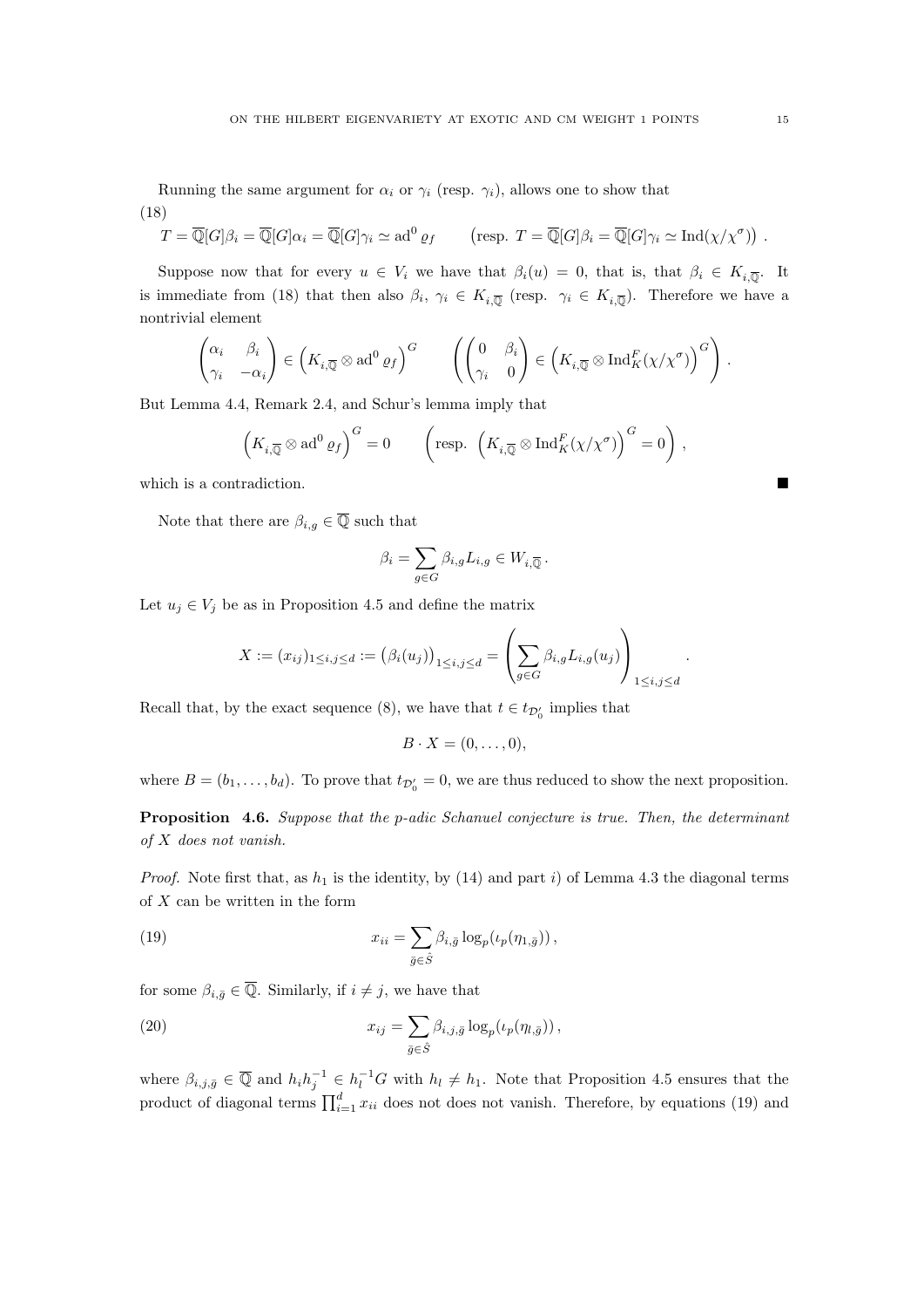Running the same argument for $\alpha_i$ or $\gamma_i$ (resp. $\gamma_i$), allows one to show that

(18)
$$T = \overline{\mathbb{Q}}[G]\beta_i = \overline{\mathbb{Q}}[G]\alpha_i = \overline{\mathbb{Q}}[G]\gamma_i \simeq \mathrm{ad}^0 \varrho_f \qquad \left(\text{resp. } T = \overline{\mathbb{Q}}[G]\beta_i = \overline{\mathbb{Q}}[G]\gamma_i \simeq \mathrm{Ind}(\chi/\chi^\sigma)\right).$$

Suppose now that for every $u \in V_i$ we have that $\beta_i(u) = 0$, that is, that $\beta_i \in K_{i,\overline{\mathbb{Q}}}$. It is immediate from (18) that then also $\beta_i,\ \gamma_i \in K_{i,\overline{\mathbb{Q}}}$ (resp. $\gamma_i \in K_{i,\overline{\mathbb{Q}}}$). Therefore we have a nontrivial element

$$\begin{pmatrix} \alpha_i & \beta_i \\ \gamma_i & -\alpha_i \end{pmatrix} \in \left(K_{i,\overline{\mathbb{Q}}} \otimes \mathrm{ad}^0 \varrho_f\right)^G \qquad \left(\begin{pmatrix} 0 & \beta_i \\ \gamma_i & 0 \end{pmatrix} \in \left(K_{i,\overline{\mathbb{Q}}} \otimes \mathrm{Ind}_K^F(\chi/\chi^\sigma)\right)^G\right).$$

But Lemma 4.4, Remark 2.4, and Schur's lemma imply that

$$\left(K_{i,\overline{\mathbb{Q}}} \otimes \mathrm{ad}^0 \varrho_f\right)^G = 0 \qquad \left(\text{resp. } \left(K_{i,\overline{\mathbb{Q}}} \otimes \mathrm{Ind}_K^F(\chi/\chi^\sigma)\right)^G = 0\right),$$

which is a contradiction. ∎

Note that there are $\beta_{i,g} \in \overline{\mathbb{Q}}$ such that

$$\beta_i = \sum_{g \in G} \beta_{i,g} L_{i,g} \in W_{i,\overline{\mathbb{Q}}}\,.$$

Let $u_j \in V_j$ be as in Proposition 4.5 and define the matrix

$$X := (x_{ij})_{1 \le i,j \le d} := \left(\beta_i(u_j)\right)_{1 \le i,j \le d} = \left(\sum_{g \in G} \beta_{i,g} L_{i,g}(u_j)\right)_{1 \le i,j \le d}.$$

Recall that, by the exact sequence (8), we have that $t \in t_{\mathcal{D}_0'}$ implies that

$$B \cdot X = (0, \ldots, 0),$$

where $B = (b_1, \ldots, b_d)$. To prove that $t_{\mathcal{D}_0'} = 0$, we are thus reduced to show the next proposition.

**Proposition 4.6.** *Suppose that the p-adic Schanuel conjecture is true. Then, the determinant of $X$ does not vanish.*

*Proof.* Note first that, as $h_1$ is the identity, by (14) and part $i)$ of Lemma 4.3 the diagonal terms of $X$ can be written in the form

$$x_{ii} = \sum_{\bar{g} \in \hat{S}} \beta_{i,\bar{g}} \log_p(\iota_p(\eta_{1,\bar{g}}))\,, \tag{19}$$

for some $\beta_{i,\bar{g}} \in \overline{\mathbb{Q}}$. Similarly, if $i \neq j$, we have that

$$x_{ij} = \sum_{\bar{g} \in \hat{S}} \beta_{i,j,\bar{g}} \log_p(\iota_p(\eta_{l,\bar{g}}))\,, \tag{20}$$

where $\beta_{i,j,\bar{g}} \in \overline{\mathbb{Q}}$ and $h_i h_j^{-1} \in h_l^{-1} G$ with $h_l \neq h_1$. Note that Proposition 4.5 ensures that the product of diagonal terms $\prod_{i=1}^d x_{ii}$ does not does not vanish. Therefore, by equations (19) and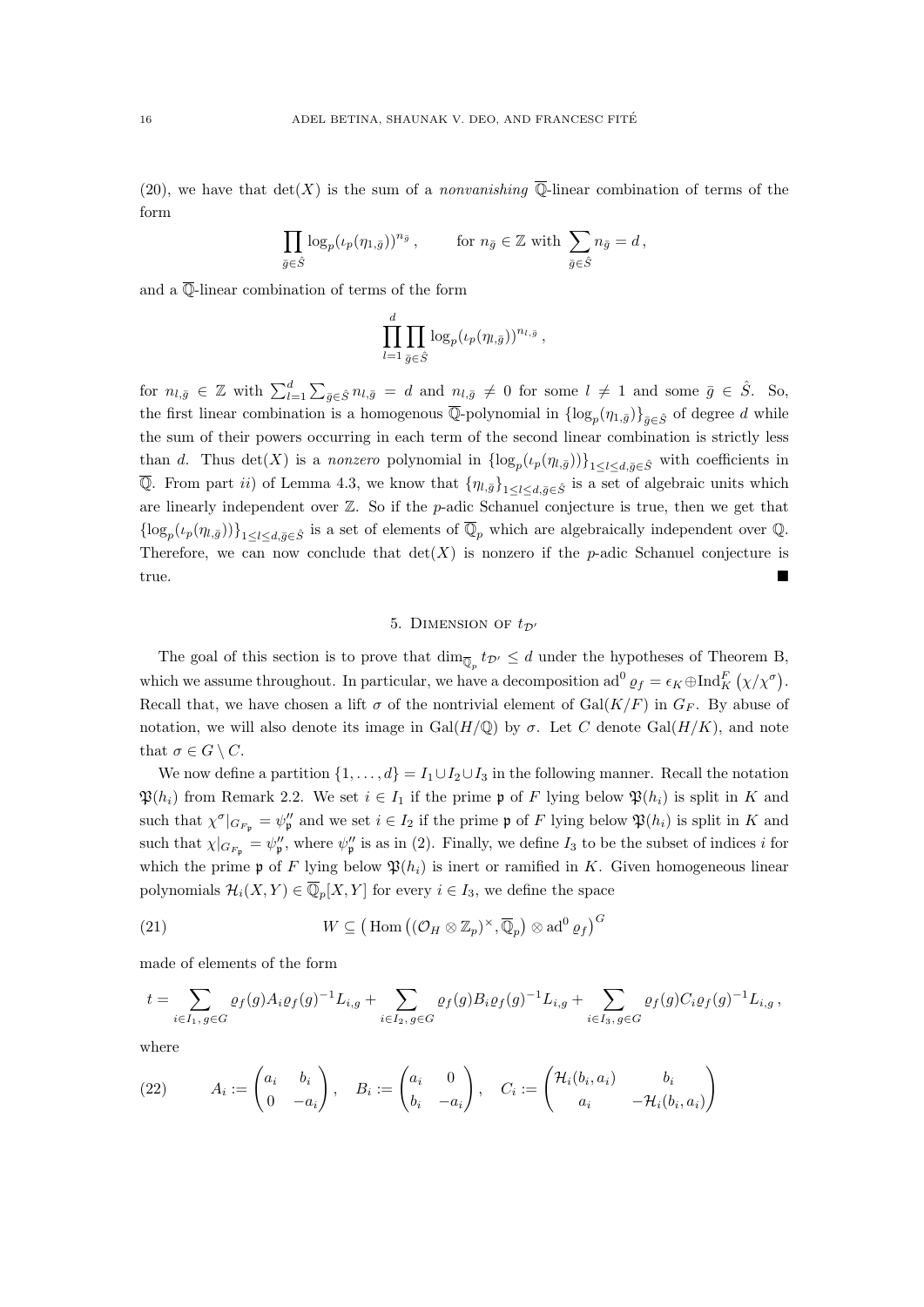(20), we have that $\det(X)$ is the sum of a *nonvanishing* $\overline{\mathbb{Q}}$-linear combination of terms of the form

$$\prod_{\bar{g}\in\hat{S}} \log_p(\iota_p(\eta_{1,\bar{g}}))^{n_{\bar{g}}}\,, \qquad \text{for } n_{\bar{g}} \in \mathbb{Z} \text{ with } \sum_{\bar{g}\in\hat{S}} n_{\bar{g}} = d\,,$$

and a $\overline{\mathbb{Q}}$-linear combination of terms of the form

$$\prod_{l=1}^{d}\prod_{\bar{g}\in\hat{S}} \log_p(\iota_p(\eta_{l,\bar{g}}))^{n_{l,\bar{g}}}\,,$$

for $n_{l,\bar{g}} \in \mathbb{Z}$ with $\sum_{l=1}^{d}\sum_{\bar{g}\in\hat{S}} n_{l,\bar{g}} = d$ and $n_{l,\bar{g}} \neq 0$ for some $l \neq 1$ and some $\bar{g} \in \hat{S}$. So, the first linear combination is a homogenous $\overline{\mathbb{Q}}$-polynomial in $\{\log_p(\eta_{1,\bar{g}})\}_{\bar{g}\in\hat{S}}$ of degree $d$ while the sum of their powers occurring in each term of the second linear combination is strictly less than $d$. Thus $\det(X)$ is a *nonzero* polynomial in $\{\log_p(\iota_p(\eta_{l,\bar{g}}))\}_{1\leq l\leq d,\bar{g}\in\hat{S}}$ with coefficients in $\overline{\mathbb{Q}}$. From part $ii)$ of Lemma 4.3, we know that $\{\eta_{l,\bar{g}}\}_{1\leq l\leq d,\bar{g}\in\hat{S}}$ is a set of algebraic units which are linearly independent over $\mathbb{Z}$. So if the $p$-adic Schanuel conjecture is true, then we get that $\{\log_p(\iota_p(\eta_{l,\bar{g}}))\}_{1\leq l\leq d,\bar{g}\in\hat{S}}$ is a set of elements of $\overline{\mathbb{Q}}_p$ which are algebraically independent over $\mathbb{Q}$. Therefore, we can now conclude that $\det(X)$ is nonzero if the $p$-adic Schanuel conjecture is true. ■

## 5. Dimension of $t_{\mathcal{D}'}$

The goal of this section is to prove that $\dim_{\overline{\mathbb{Q}}_p} t_{\mathcal{D}'} \leq d$ under the hypotheses of Theorem B, which we assume throughout. In particular, we have a decomposition $\mathrm{ad}^0\,\varrho_f = \epsilon_K \oplus \mathrm{Ind}_K^F\left(\chi/\chi^\sigma\right)$. Recall that, we have chosen a lift $\sigma$ of the nontrivial element of $\mathrm{Gal}(K/F)$ in $G_F$. By abuse of notation, we will also denote its image in $\mathrm{Gal}(H/\mathbb{Q})$ by $\sigma$. Let $C$ denote $\mathrm{Gal}(H/K)$, and note that $\sigma \in G \setminus C$.

We now define a partition $\{1,\ldots,d\} = I_1 \cup I_2 \cup I_3$ in the following manner. Recall the notation $\mathfrak{P}(h_i)$ from Remark 2.2. We set $i \in I_1$ if the prime $\mathfrak{p}$ of $F$ lying below $\mathfrak{P}(h_i)$ is split in $K$ and such that $\chi^\sigma|_{G_{F_\mathfrak{p}}} = \psi''_\mathfrak{p}$ and we set $i \in I_2$ if the prime $\mathfrak{p}$ of $F$ lying below $\mathfrak{P}(h_i)$ is split in $K$ and such that $\chi|_{G_{F_\mathfrak{p}}} = \psi''_\mathfrak{p}$, where $\psi''_\mathfrak{p}$ is as in (2). Finally, we define $I_3$ to be the subset of indices $i$ for which the prime $\mathfrak{p}$ of $F$ lying below $\mathfrak{P}(h_i)$ is inert or ramified in $K$. Given homogeneous linear polynomials $\mathcal{H}_i(X,Y) \in \overline{\mathbb{Q}}_p[X,Y]$ for every $i \in I_3$, we define the space

$$W \subseteq \left(\mathrm{Hom}\left((\mathcal{O}_H \otimes \mathbb{Z}_p)^\times, \overline{\mathbb{Q}}_p\right) \otimes \mathrm{ad}^0\,\varrho_f\right)^G \tag{21}$$

made of elements of the form

$$t = \sum_{i\in I_1,\, g\in G} \varrho_f(g) A_i \varrho_f(g)^{-1} L_{i,g} + \sum_{i\in I_2,\, g\in G} \varrho_f(g) B_i \varrho_f(g)^{-1} L_{i,g} + \sum_{i\in I_3,\, g\in G} \varrho_f(g) C_i \varrho_f(g)^{-1} L_{i,g}\,,$$

where

$$A_i := \begin{pmatrix} a_i & b_i \\ 0 & -a_i \end{pmatrix}, \quad B_i := \begin{pmatrix} a_i & 0 \\ b_i & -a_i \end{pmatrix}, \quad C_i := \begin{pmatrix} \mathcal{H}_i(b_i,a_i) & b_i \\ a_i & -\mathcal{H}_i(b_i,a_i) \end{pmatrix} \tag{22}$$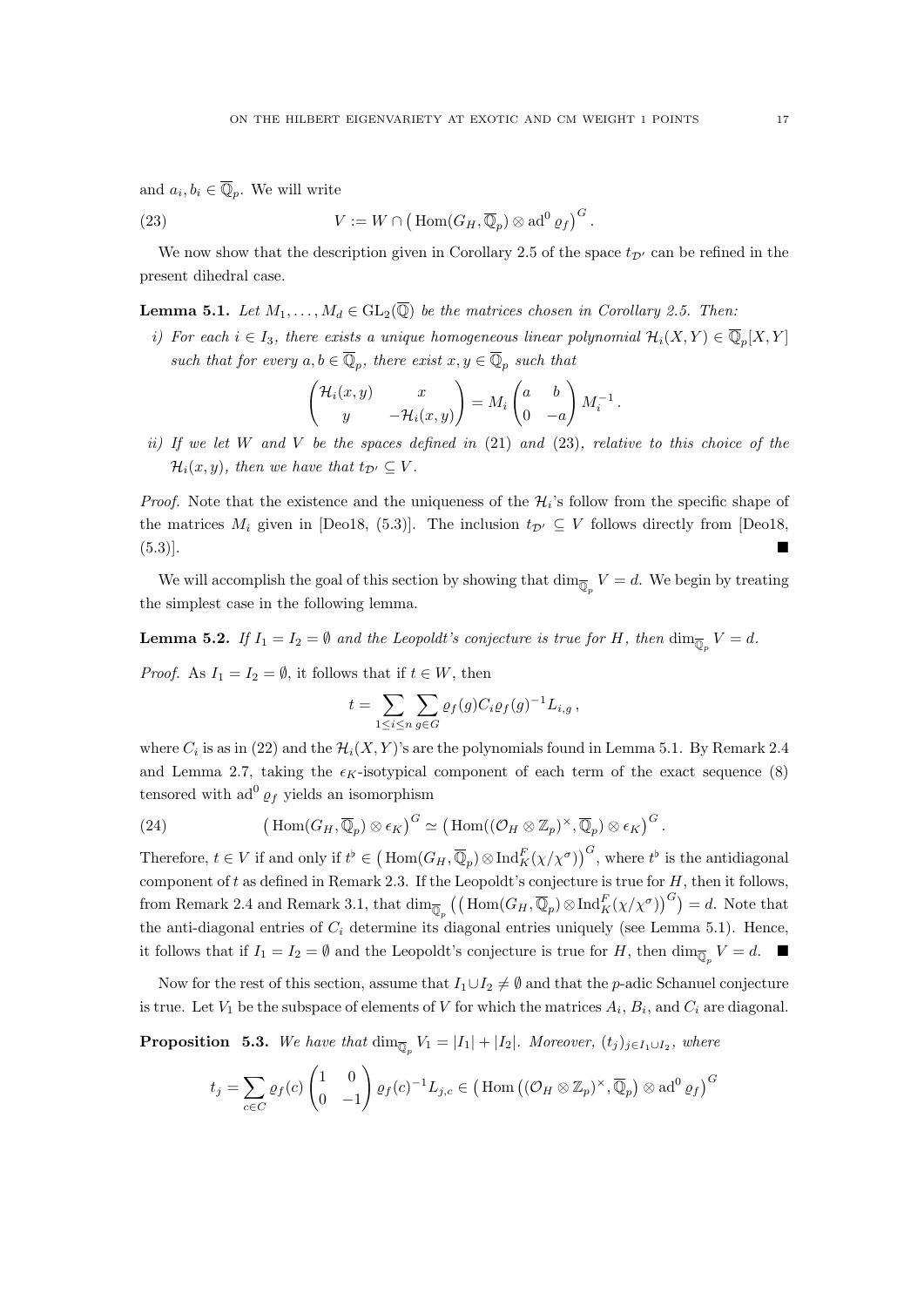and $a_i, b_i \in \overline{\mathbb{Q}}_p$. We will write

$$V := W \cap \big(\operatorname{Hom}(G_H, \overline{\mathbb{Q}}_p) \otimes \operatorname{ad}^0 \varrho_f\big)^G . \tag{23}$$

We now show that the description given in Corollary 2.5 of the space $t_{\mathcal{D}'}$ can be refined in the present dihedral case.

**Lemma 5.1.** *Let $M_1, \ldots, M_d \in \mathrm{GL}_2(\overline{\mathbb{Q}})$ be the matrices chosen in Corollary 2.5. Then:*

*i) For each $i \in I_3$, there exists a unique homogeneous linear polynomial $\mathcal{H}_i(X,Y) \in \overline{\mathbb{Q}}_p[X,Y]$ such that for every $a, b \in \overline{\mathbb{Q}}_p$, there exist $x, y \in \overline{\mathbb{Q}}_p$ such that*

$$\begin{pmatrix} \mathcal{H}_i(x,y) & x \\ y & -\mathcal{H}_i(x,y) \end{pmatrix} = M_i \begin{pmatrix} a & b \\ 0 & -a \end{pmatrix} M_i^{-1} .$$

*ii) If we let $W$ and $V$ be the spaces defined in (21) and (23), relative to this choice of the $\mathcal{H}_i(x,y)$, then we have that $t_{\mathcal{D}'} \subseteq V$.*

*Proof.* Note that the existence and the uniqueness of the $\mathcal{H}_i$'s follow from the specific shape of the matrices $M_i$ given in [Deo18, (5.3)]. The inclusion $t_{\mathcal{D}'} \subseteq V$ follows directly from [Deo18, (5.3)]. ∎

We will accomplish the goal of this section by showing that $\dim_{\overline{\mathbb{Q}}_p} V = d$. We begin by treating the simplest case in the following lemma.

**Lemma 5.2.** *If $I_1 = I_2 = \emptyset$ and the Leopoldt's conjecture is true for $H$, then $\dim_{\overline{\mathbb{Q}}_p} V = d$.*

*Proof.* As $I_1 = I_2 = \emptyset$, it follows that if $t \in W$, then

$$t = \sum_{1 \le i \le n} \sum_{g \in G} \varrho_f(g) C_i \varrho_f(g)^{-1} L_{i,g} ,$$

where $C_i$ is as in (22) and the $\mathcal{H}_i(X,Y)$'s are the polynomials found in Lemma 5.1. By Remark 2.4 and Lemma 2.7, taking the $\epsilon_K$-isotypical component of each term of the exact sequence (8) tensored with $\operatorname{ad}^0 \varrho_f$ yields an isomorphism

$$\big(\operatorname{Hom}(G_H, \overline{\mathbb{Q}}_p) \otimes \epsilon_K\big)^G \simeq \big(\operatorname{Hom}((\mathcal{O}_H \otimes \mathbb{Z}_p)^\times, \overline{\mathbb{Q}}_p) \otimes \epsilon_K\big)^G . \tag{24}$$

Therefore, $t \in V$ if and only if $t^\flat \in \big(\operatorname{Hom}(G_H, \overline{\mathbb{Q}}_p) \otimes \operatorname{Ind}_K^F(\chi/\chi^\sigma)\big)^G$, where $t^\flat$ is the antidiagonal component of $t$ as defined in Remark 2.3. If the Leopoldt's conjecture is true for $H$, then it follows, from Remark 2.4 and Remark 3.1, that $\dim_{\overline{\mathbb{Q}}_p}\big(\big(\operatorname{Hom}(G_H, \overline{\mathbb{Q}}_p) \otimes \operatorname{Ind}_K^F(\chi/\chi^\sigma)\big)^G\big) = d$. Note that the anti-diagonal entries of $C_i$ determine its diagonal entries uniquely (see Lemma 5.1). Hence, it follows that if $I_1 = I_2 = \emptyset$ and the Leopoldt's conjecture is true for $H$, then $\dim_{\overline{\mathbb{Q}}_p} V = d$. ∎

Now for the rest of this section, assume that $I_1 \cup I_2 \neq \emptyset$ and that the $p$-adic Schanuel conjecture is true. Let $V_1$ be the subspace of elements of $V$ for which the matrices $A_i$, $B_i$, and $C_i$ are diagonal.

**Proposition 5.3.** *We have that $\dim_{\overline{\mathbb{Q}}_p} V_1 = |I_1| + |I_2|$. Moreover, $(t_j)_{j \in I_1 \cup I_2}$, where*

$$t_j = \sum_{c \in C} \varrho_f(c) \begin{pmatrix} 1 & 0 \\ 0 & -1 \end{pmatrix} \varrho_f(c)^{-1} L_{j,c} \in \big(\operatorname{Hom}\big((\mathcal{O}_H \otimes \mathbb{Z}_p)^\times, \overline{\mathbb{Q}}_p\big) \otimes \operatorname{ad}^0 \varrho_f\big)^G$$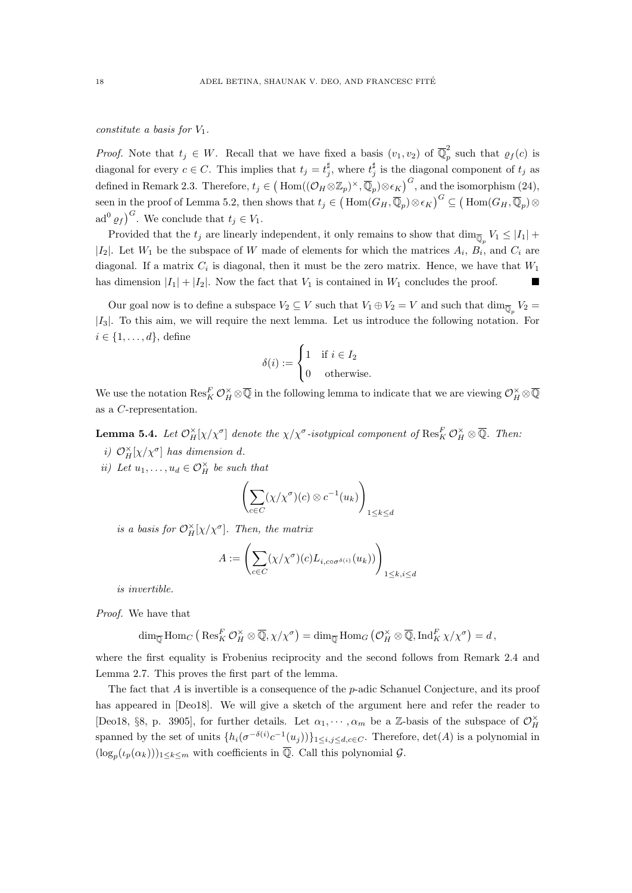*constitute a basis for* $V_1$.

*Proof.* Note that $t_j \in W$. Recall that we have fixed a basis $(v_1, v_2)$ of $\overline{\mathbb{Q}}_p^2$ such that $\varrho_f(c)$ is diagonal for every $c \in C$. This implies that $t_j = t_j^\sharp$, where $t_j^\sharp$ is the diagonal component of $t_j$ as defined in Remark 2.3. Therefore, $t_j \in \big(\operatorname{Hom}((\mathcal{O}_H \otimes \mathbb{Z}_p)^\times, \overline{\mathbb{Q}}_p) \otimes \epsilon_K\big)^G$, and the isomorphism (24), seen in the proof of Lemma 5.2, then shows that $t_j \in \big(\operatorname{Hom}(G_H, \overline{\mathbb{Q}}_p) \otimes \epsilon_K\big)^G \subseteq \big(\operatorname{Hom}(G_H, \overline{\mathbb{Q}}_p) \otimes \operatorname{ad}^0 \varrho_f\big)^G$. We conclude that $t_j \in V_1$.

Provided that the $t_j$ are linearly independent, it only remains to show that $\dim_{\overline{\mathbb{Q}}_p} V_1 \leq |I_1| + |I_2|$. Let $W_1$ be the subspace of $W$ made of elements for which the matrices $A_i$, $B_i$, and $C_i$ are diagonal. If a matrix $C_i$ is diagonal, then it must be the zero matrix. Hence, we have that $W_1$ has dimension $|I_1| + |I_2|$. Now the fact that $V_1$ is contained in $W_1$ concludes the proof. ∎

Our goal now is to define a subspace $V_2 \subseteq V$ such that $V_1 \oplus V_2 = V$ and such that $\dim_{\overline{\mathbb{Q}}_p} V_2 = |I_3|$. To this aim, we will require the next lemma. Let us introduce the following notation. For $i \in \{1, \ldots, d\}$, define

$$\delta(i) := \begin{cases} 1 & \text{if } i \in I_2 \\ 0 & \text{otherwise.} \end{cases}$$

We use the notation $\operatorname{Res}_K^F \mathcal{O}_H^\times \otimes \overline{\mathbb{Q}}$ in the following lemma to indicate that we are viewing $\mathcal{O}_H^\times \otimes \overline{\mathbb{Q}}$ as a $C$-representation.

**Lemma 5.4.** *Let $\mathcal{O}_H^\times[\chi/\chi^\sigma]$ denote the $\chi/\chi^\sigma$-isotypical component of $\operatorname{Res}_K^F \mathcal{O}_H^\times \otimes \overline{\mathbb{Q}}$. Then:*

*i) $\mathcal{O}_H^\times[\chi/\chi^\sigma]$ has dimension $d$.*

*ii) Let $u_1, \ldots, u_d \in \mathcal{O}_H^\times$ be such that*

$$\left( \sum_{c \in C} (\chi/\chi^\sigma)(c) \otimes c^{-1}(u_k) \right)_{1 \leq k \leq d}$$

*is a basis for $\mathcal{O}_H^\times[\chi/\chi^\sigma]$. Then, the matrix*

$$A := \left( \sum_{c \in C} (\chi/\chi^\sigma)(c) L_{i, c \circ \sigma^{\delta(i)}}(u_k) \right)_{1 \leq k, i \leq d}$$

*is invertible.*

*Proof.* We have that

$$\dim_{\overline{\mathbb{Q}}} \operatorname{Hom}_C \big( \operatorname{Res}_K^F \mathcal{O}_H^\times \otimes \overline{\mathbb{Q}}, \chi/\chi^\sigma \big) = \dim_{\overline{\mathbb{Q}}} \operatorname{Hom}_G \big( \mathcal{O}_H^\times \otimes \overline{\mathbb{Q}}, \operatorname{Ind}_K^F \chi/\chi^\sigma \big) = d\,,$$

where the first equality is Frobenius reciprocity and the second follows from Remark 2.4 and Lemma 2.7. This proves the first part of the lemma.

The fact that $A$ is invertible is a consequence of the $p$-adic Schanuel Conjecture, and its proof has appeared in [Deo18]. We will give a sketch of the argument here and refer the reader to [Deo18, §8, p. 3905], for further details. Let $\alpha_1, \cdots, \alpha_m$ be a $\mathbb{Z}$-basis of the subspace of $\mathcal{O}_H^\times$ spanned by the set of units $\{h_i(\sigma^{-\delta(i)} c^{-1}(u_j))\}_{1 \leq i,j \leq d, c \in C}$. Therefore, $\det(A)$ is a polynomial in $(\log_p(\iota_p(\alpha_k)))_{1 \leq k \leq m}$ with coefficients in $\overline{\mathbb{Q}}$. Call this polynomial $\mathcal{G}$.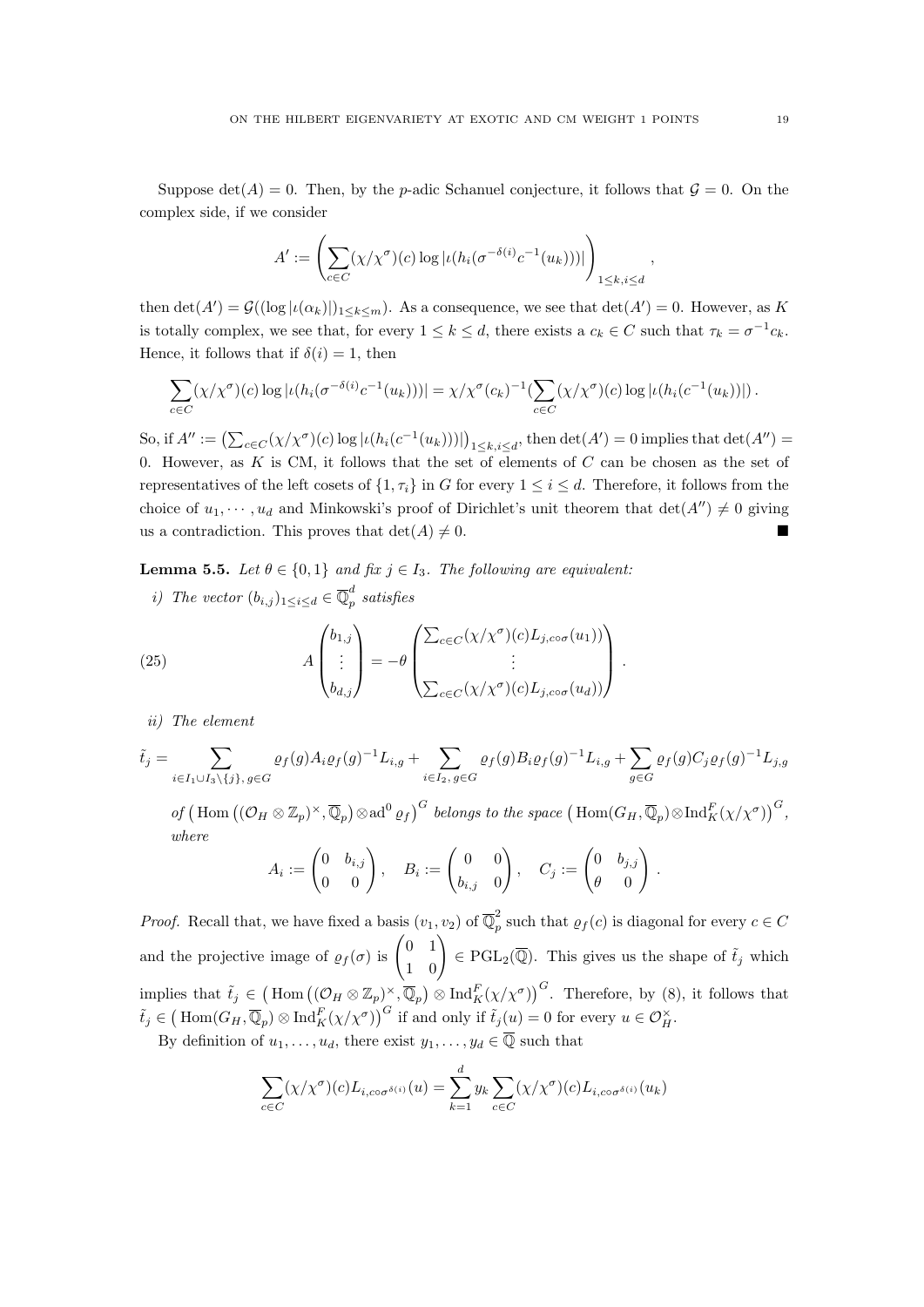Suppose $\det(A) = 0$. Then, by the $p$-adic Schanuel conjecture, it follows that $\mathcal{G} = 0$. On the complex side, if we consider

$$A' := \left( \sum_{c \in C} (\chi/\chi^\sigma)(c) \log |\iota(h_i(\sigma^{-\delta(i)} c^{-1}(u_k)))| \right)_{1 \le k, i \le d},$$

then $\det(A') = \mathcal{G}((\log |\iota(\alpha_k)|)_{1 \le k \le m})$. As a consequence, we see that $\det(A') = 0$. However, as $K$ is totally complex, we see that, for every $1 \le k \le d$, there exists a $c_k \in C$ such that $\tau_k = \sigma^{-1} c_k$. Hence, it follows that if $\delta(i) = 1$, then

$$\sum_{c \in C} (\chi/\chi^\sigma)(c) \log |\iota(h_i(\sigma^{-\delta(i)} c^{-1}(u_k)))| = \chi/\chi^\sigma(c_k)^{-1} (\sum_{c \in C} (\chi/\chi^\sigma)(c) \log |\iota(h_i(c^{-1}(u_k)))|) .$$

So, if $A'' := \left( \sum_{c \in C} (\chi/\chi^\sigma)(c) \log |\iota(h_i(c^{-1}(u_k)))| \right)_{1 \le k, i \le d}$, then $\det(A') = 0$ implies that $\det(A'') = 0$. However, as $K$ is CM, it follows that the set of elements of $C$ can be chosen as the set of representatives of the left cosets of $\{1, \tau_i\}$ in $G$ for every $1 \le i \le d$. Therefore, it follows from the choice of $u_1, \cdots, u_d$ and Minkowski's proof of Dirichlet's unit theorem that $\det(A'') \neq 0$ giving us a contradiction. This proves that $\det(A) \neq 0$. ∎

**Lemma 5.5.** *Let $\theta \in \{0, 1\}$ and fix $j \in I_3$. The following are equivalent:*

*i) The vector $(b_{i,j})_{1 \le i \le d} \in \overline{\mathbb{Q}}_p^d$ satisfies*

$$A \begin{pmatrix} b_{1,j} \\ \vdots \\ b_{d,j} \end{pmatrix} = -\theta \begin{pmatrix} \sum_{c \in C} (\chi/\chi^\sigma)(c) L_{j, c \circ \sigma}(u_1)) \\ \vdots \\ \sum_{c \in C} (\chi/\chi^\sigma)(c) L_{j, c \circ \sigma}(u_d)) \end{pmatrix} . \tag{25}$$

*ii) The element*

$$\tilde{t}_j = \sum_{i \in I_1 \cup I_3 \setminus \{j\},\, g \in G} \varrho_f(g) A_i \varrho_f(g)^{-1} L_{i,g} + \sum_{i \in I_2,\, g \in G} \varrho_f(g) B_i \varrho_f(g)^{-1} L_{i,g} + \sum_{g \in G} \varrho_f(g) C_j \varrho_f(g)^{-1} L_{j,g}$$

*of $\left( \operatorname{Hom}\left( (\mathcal{O}_H \otimes \mathbb{Z}_p)^\times, \overline{\mathbb{Q}}_p \right) \otimes \operatorname{ad}^0 \varrho_f \right)^G$ belongs to the space $\left( \operatorname{Hom}(G_H, \overline{\mathbb{Q}}_p) \otimes \operatorname{Ind}_K^F(\chi/\chi^\sigma) \right)^G$, where*

$$A_i := \begin{pmatrix} 0 & b_{i,j} \\ 0 & 0 \end{pmatrix}, \quad B_i := \begin{pmatrix} 0 & 0 \\ b_{i,j} & 0 \end{pmatrix}, \quad C_j := \begin{pmatrix} 0 & b_{j,j} \\ \theta & 0 \end{pmatrix} .$$

*Proof.* Recall that, we have fixed a basis $(v_1, v_2)$ of $\overline{\mathbb{Q}}_p^2$ such that $\varrho_f(c)$ is diagonal for every $c \in C$ and the projective image of $\varrho_f(\sigma)$ is $\begin{pmatrix} 0 & 1 \\ 1 & 0 \end{pmatrix} \in \mathrm{PGL}_2(\overline{\mathbb{Q}})$. This gives us the shape of $\tilde{t}_j$ which implies that $\tilde{t}_j \in \left( \operatorname{Hom}\left( (\mathcal{O}_H \otimes \mathbb{Z}_p)^\times, \overline{\mathbb{Q}}_p \right) \otimes \operatorname{Ind}_K^F(\chi/\chi^\sigma) \right)^G$. Therefore, by (8), it follows that $\tilde{t}_j \in \left( \operatorname{Hom}(G_H, \overline{\mathbb{Q}}_p) \otimes \operatorname{Ind}_K^F(\chi/\chi^\sigma) \right)^G$ if and only if $\tilde{t}_j(u) = 0$ for every $u \in \mathcal{O}_H^\times$.

By definition of $u_1, \ldots, u_d$, there exist $y_1, \ldots, y_d \in \overline{\mathbb{Q}}$ such that

$$\sum_{c \in C} (\chi/\chi^\sigma)(c) L_{i, c \circ \sigma^{\delta(i)}}(u) = \sum_{k=1}^{d} y_k \sum_{c \in C} (\chi/\chi^\sigma)(c) L_{i, c \circ \sigma^{\delta(i)}}(u_k)$$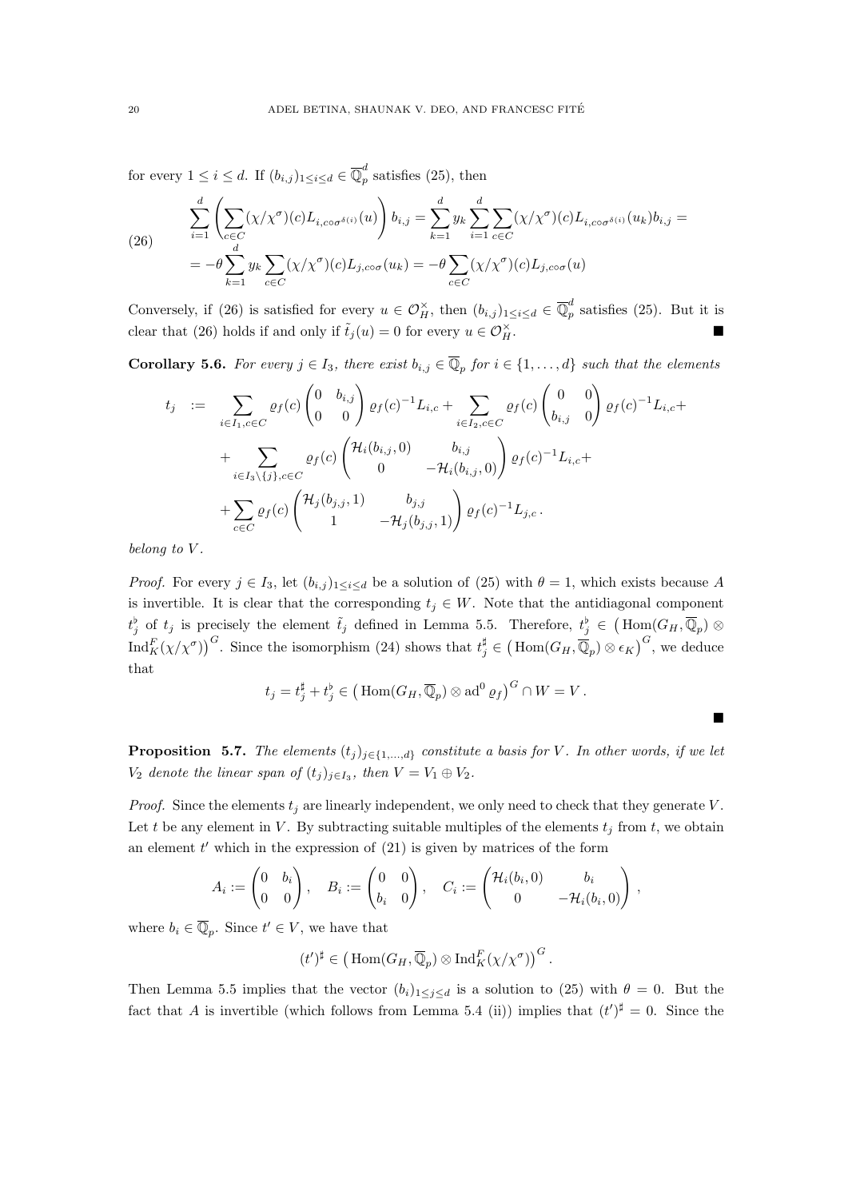for every $1 \leq i \leq d$. If $(b_{i,j})_{1\leq i\leq d} \in \overline{\mathbb{Q}}_p^d$ satisfies (25), then

$$
\begin{aligned}
(26)\qquad &\sum_{i=1}^{d}\left(\sum_{c\in C}(\chi/\chi^\sigma)(c)L_{i,c\circ\sigma^{\delta(i)}}(u)\right)b_{i,j} = \sum_{k=1}^{d} y_k \sum_{i=1}^{d}\sum_{c\in C}(\chi/\chi^\sigma)(c)L_{i,c\circ\sigma^{\delta(i)}}(u_k)b_{i,j} = \\
&= -\theta\sum_{k=1}^{d} y_k \sum_{c\in C}(\chi/\chi^\sigma)(c)L_{j,c\circ\sigma}(u_k) = -\theta\sum_{c\in C}(\chi/\chi^\sigma)(c)L_{j,c\circ\sigma}(u)
\end{aligned}
$$

Conversely, if (26) is satisfied for every $u \in \mathcal{O}_H^\times$, then $(b_{i,j})_{1\leq i\leq d} \in \overline{\mathbb{Q}}_p^d$ satisfies (25). But it is clear that (26) holds if and only if $\tilde{t}_j(u) = 0$ for every $u \in \mathcal{O}_H^\times$. ∎

**Corollary 5.6.** *For every $j \in I_3$, there exist $b_{i,j} \in \overline{\mathbb{Q}}_p$ for $i \in \{1,\ldots,d\}$ such that the elements*

$$
\begin{aligned}
t_j \;:=\; &\sum_{i\in I_1, c\in C}\varrho_f(c)\begin{pmatrix}0 & b_{i,j}\\ 0 & 0\end{pmatrix}\varrho_f(c)^{-1}L_{i,c} + \sum_{i\in I_2, c\in C}\varrho_f(c)\begin{pmatrix}0 & 0\\ b_{i,j} & 0\end{pmatrix}\varrho_f(c)^{-1}L_{i,c} + \\
&+ \sum_{i\in I_3\setminus\{j\}, c\in C}\varrho_f(c)\begin{pmatrix}\mathcal{H}_i(b_{i,j},0) & b_{i,j}\\ 0 & -\mathcal{H}_i(b_{i,j},0)\end{pmatrix}\varrho_f(c)^{-1}L_{i,c} + \\
&+ \sum_{c\in C}\varrho_f(c)\begin{pmatrix}\mathcal{H}_j(b_{j,j},1) & b_{j,j}\\ 1 & -\mathcal{H}_j(b_{j,j},1)\end{pmatrix}\varrho_f(c)^{-1}L_{j,c}\,.
\end{aligned}
$$

*belong to $V$.*

*Proof.* For every $j \in I_3$, let $(b_{i,j})_{1\leq i\leq d}$ be a solution of (25) with $\theta = 1$, which exists because $A$ is invertible. It is clear that the corresponding $t_j \in W$. Note that the antidiagonal component $t_j^\flat$ of $t_j$ is precisely the element $\tilde{t}_j$ defined in Lemma 5.5. Therefore, $t_j^\flat \in \left(\operatorname{Hom}(G_H, \overline{\mathbb{Q}}_p) \otimes \operatorname{Ind}_K^F(\chi/\chi^\sigma)\right)^G$. Since the isomorphism (24) shows that $t_j^\sharp \in \left(\operatorname{Hom}(G_H, \overline{\mathbb{Q}}_p)\otimes \epsilon_K\right)^G$, we deduce that

$$
t_j = t_j^\sharp + t_j^\flat \in \left(\operatorname{Hom}(G_H, \overline{\mathbb{Q}}_p)\otimes \operatorname{ad}^0\varrho_f\right)^G \cap W = V\,.
$$

∎

**Proposition 5.7.** *The elements $(t_j)_{j\in\{1,\ldots,d\}}$ constitute a basis for $V$. In other words, if we let $V_2$ denote the linear span of $(t_j)_{j\in I_3}$, then $V = V_1 \oplus V_2$.*

*Proof.* Since the elements $t_j$ are linearly independent, we only need to check that they generate $V$. Let $t$ be any element in $V$. By subtracting suitable multiples of the elements $t_j$ from $t$, we obtain an element $t'$ which in the expression of (21) is given by matrices of the form

$$
A_i := \begin{pmatrix}0 & b_i\\ 0 & 0\end{pmatrix},\quad B_i := \begin{pmatrix}0 & 0\\ b_i & 0\end{pmatrix},\quad C_i := \begin{pmatrix}\mathcal{H}_i(b_i,0) & b_i\\ 0 & -\mathcal{H}_i(b_i,0)\end{pmatrix},
$$

where $b_i \in \overline{\mathbb{Q}}_p$. Since $t' \in V$, we have that

$$
(t')^\sharp \in \left(\operatorname{Hom}(G_H, \overline{\mathbb{Q}}_p)\otimes \operatorname{Ind}_K^F(\chi/\chi^\sigma)\right)^G.
$$

Then Lemma 5.5 implies that the vector $(b_i)_{1\leq j\leq d}$ is a solution to (25) with $\theta = 0$. But the fact that $A$ is invertible (which follows from Lemma 5.4 (ii)) implies that $(t')^\sharp = 0$. Since the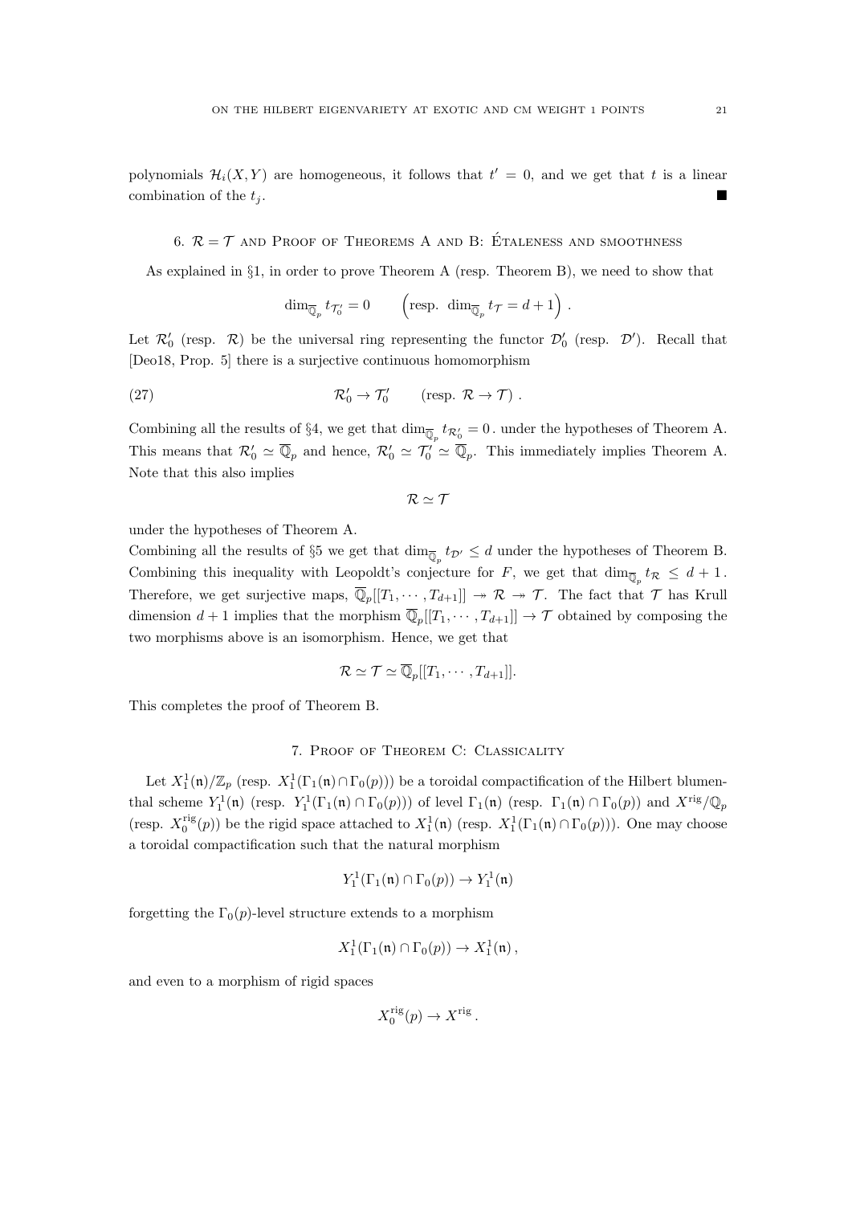polynomials $\mathcal{H}_i(X,Y)$ are homogeneous, it follows that $t' = 0$, and we get that $t$ is a linear combination of the $t_j$. ∎

## 6. $\mathcal{R} = \mathcal{T}$ and Proof of Theorems A and B: Étaleness and smoothness

As explained in §1, in order to prove Theorem A (resp. Theorem B), we need to show that

$$\dim_{\overline{\mathbb{Q}}_p} t_{\mathcal{T}_0'} = 0 \qquad \left(\text{resp. } \dim_{\overline{\mathbb{Q}}_p} t_{\mathcal{T}} = d+1\right).$$

Let $\mathcal{R}_0'$ (resp. $\mathcal{R}$) be the universal ring representing the functor $\mathcal{D}_0'$ (resp. $\mathcal{D}'$). Recall that [Deo18, Prop. 5] there is a surjective continuous homomorphism

$$\mathcal{R}_0' \to \mathcal{T}_0' \qquad (\text{resp. } \mathcal{R} \to \mathcal{T})\,. \tag{27}$$

Combining all the results of §4, we get that $\dim_{\overline{\mathbb{Q}}_p} t_{\mathcal{R}_0'} = 0$. under the hypotheses of Theorem A. This means that $\mathcal{R}_0' \simeq \overline{\mathbb{Q}}_p$ and hence, $\mathcal{R}_0' \simeq \mathcal{T}_0' \simeq \overline{\mathbb{Q}}_p$. This immediately implies Theorem A. Note that this also implies

$$\mathcal{R} \simeq \mathcal{T}$$

under the hypotheses of Theorem A.

Combining all the results of §5 we get that $\dim_{\overline{\mathbb{Q}}_p} t_{\mathcal{D}'} \leq d$ under the hypotheses of Theorem B. Combining this inequality with Leopoldt's conjecture for $F$, we get that $\dim_{\overline{\mathbb{Q}}_p} t_{\mathcal{R}} \leq d+1$. Therefore, we get surjective maps, $\overline{\mathbb{Q}}_p[[T_1, \cdots, T_{d+1}]] \twoheadrightarrow \mathcal{R} \twoheadrightarrow \mathcal{T}$. The fact that $\mathcal{T}$ has Krull dimension $d+1$ implies that the morphism $\overline{\mathbb{Q}}_p[[T_1, \cdots, T_{d+1}]] \to \mathcal{T}$ obtained by composing the two morphisms above is an isomorphism. Hence, we get that

$$\mathcal{R} \simeq \mathcal{T} \simeq \overline{\mathbb{Q}}_p[[T_1, \cdots, T_{d+1}]].$$

This completes the proof of Theorem B.

## 7. Proof of Theorem C: Classicality

Let $X_1^1(\mathfrak{n})/\mathbb{Z}_p$ (resp. $X_1^1(\Gamma_1(\mathfrak{n}) \cap \Gamma_0(p))$) be a toroidal compactification of the Hilbert blumenthal scheme $Y_1^1(\mathfrak{n})$ (resp. $Y_1^1(\Gamma_1(\mathfrak{n}) \cap \Gamma_0(p))$) of level $\Gamma_1(\mathfrak{n})$ (resp. $\Gamma_1(\mathfrak{n}) \cap \Gamma_0(p)$) and $X^{\mathrm{rig}}/\mathbb{Q}_p$ (resp. $X_0^{\mathrm{rig}}(p)$) be the rigid space attached to $X_1^1(\mathfrak{n})$ (resp. $X_1^1(\Gamma_1(\mathfrak{n}) \cap \Gamma_0(p))$). One may choose a toroidal compactification such that the natural morphism

$$Y_1^1(\Gamma_1(\mathfrak{n}) \cap \Gamma_0(p)) \to Y_1^1(\mathfrak{n})$$

forgetting the $\Gamma_0(p)$-level structure extends to a morphism

$$X_1^1(\Gamma_1(\mathfrak{n}) \cap \Gamma_0(p)) \to X_1^1(\mathfrak{n})\,,$$

and even to a morphism of rigid spaces

$$X_0^{\mathrm{rig}}(p) \to X^{\mathrm{rig}}\,.$$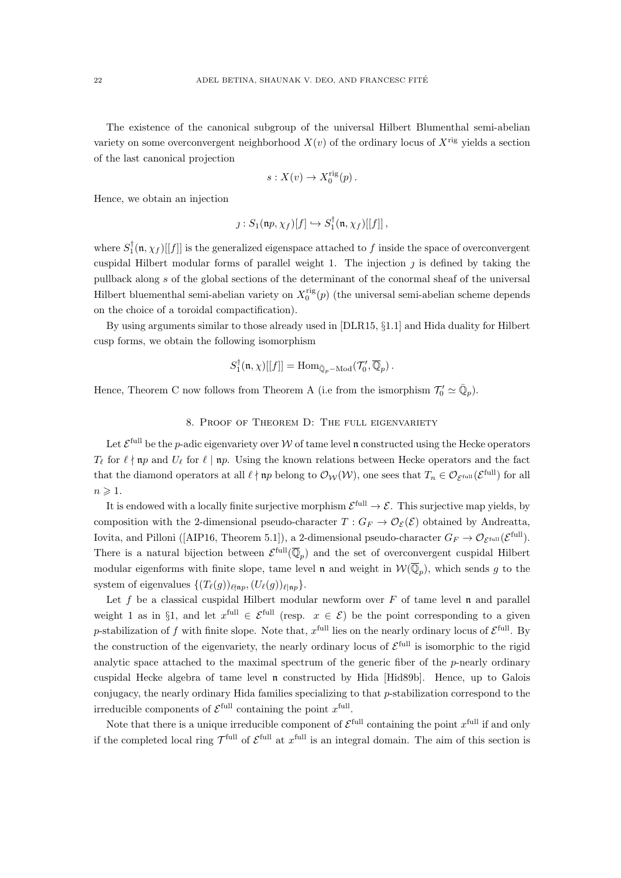The existence of the canonical subgroup of the universal Hilbert Blumenthal semi-abelian variety on some overconvergent neighborhood $X(v)$ of the ordinary locus of $X^{\mathrm{rig}}$ yields a section of the last canonical projection

$$s : X(v) \to X_0^{\mathrm{rig}}(p) .$$

Hence, we obtain an injection

$$\jmath : S_1(\mathfrak{n}p, \chi_f)[f] \hookrightarrow S_1^{\dagger}(\mathfrak{n}, \chi_f)[[f]] ,$$

where $S_1^{\dagger}(\mathfrak{n}, \chi_f)[[f]]$ is the generalized eigenspace attached to $f$ inside the space of overconvergent cuspidal Hilbert modular forms of parallel weight 1. The injection $\jmath$ is defined by taking the pullback along $s$ of the global sections of the determinant of the conormal sheaf of the universal Hilbert bluementhal semi-abelian variety on $X_0^{\mathrm{rig}}(p)$ (the universal semi-abelian scheme depends on the choice of a toroidal compactification).

By using arguments similar to those already used in [DLR15, §1.1] and Hida duality for Hilbert cusp forms, we obtain the following isomorphism

$$S_1^{\dagger}(\mathfrak{n}, \chi)[[f]] = \mathrm{Hom}_{\bar{\mathbb{Q}}_p-\mathrm{Mod}}(\mathcal{T}_0', \overline{\mathbb{Q}}_p) .$$

Hence, Theorem C now follows from Theorem A (i.e from the ismorphism $\mathcal{T}_0' \simeq \bar{\mathbb{Q}}_p$).

## 8. Proof of Theorem D: The full eigenvariety

Let $\mathcal{E}^{\mathrm{full}}$ be the $p$-adic eigenvariety over $\mathcal{W}$ of tame level $\mathfrak{n}$ constructed using the Hecke operators $T_\ell$ for $\ell \nmid \mathfrak{n}p$ and $U_\ell$ for $\ell \mid \mathfrak{n}p$. Using the known relations between Hecke operators and the fact that the diamond operators at all $\ell \nmid \mathfrak{n}p$ belong to $\mathcal{O}_{\mathcal{W}}(\mathcal{W})$, one sees that $T_n \in \mathcal{O}_{\mathcal{E}^{\mathrm{full}}}(\mathcal{E}^{\mathrm{full}})$ for all $n \geqslant 1$.

It is endowed with a locally finite surjective morphism $\mathcal{E}^{\mathrm{full}} \to \mathcal{E}$. This surjective map yields, by composition with the 2-dimensional pseudo-character $T : G_F \to \mathcal{O}_{\mathcal{E}}(\mathcal{E})$ obtained by Andreatta, Iovita, and Pilloni ([AIP16, Theorem 5.1]), a 2-dimensional pseudo-character $G_F \to \mathcal{O}_{\mathcal{E}^{\mathrm{full}}}(\mathcal{E}^{\mathrm{full}})$. There is a natural bijection between $\mathcal{E}^{\mathrm{full}}(\overline{\mathbb{Q}}_p)$ and the set of overconvergent cuspidal Hilbert modular eigenforms with finite slope, tame level $\mathfrak{n}$ and weight in $\mathcal{W}(\overline{\mathbb{Q}}_p)$, which sends $g$ to the system of eigenvalues $\{(T_\ell(g))_{\ell \nmid \mathfrak{n}p}, (U_\ell(g))_{\ell \mid \mathfrak{n}p}\}$.

Let $f$ be a classical cuspidal Hilbert modular newform over $F$ of tame level $\mathfrak{n}$ and parallel weight 1 as in §1, and let $x^{\mathrm{full}} \in \mathcal{E}^{\mathrm{full}}$ (resp. $x \in \mathcal{E}$) be the point corresponding to a given $p$-stabilization of $f$ with finite slope. Note that, $x^{\mathrm{full}}$ lies on the nearly ordinary locus of $\mathcal{E}^{\mathrm{full}}$. By the construction of the eigenvariety, the nearly ordinary locus of $\mathcal{E}^{\mathrm{full}}$ is isomorphic to the rigid analytic space attached to the maximal spectrum of the generic fiber of the $p$-nearly ordinary cuspidal Hecke algebra of tame level $\mathfrak{n}$ constructed by Hida [Hid89b]. Hence, up to Galois conjugacy, the nearly ordinary Hida families specializing to that $p$-stabilization correspond to the irreducible components of $\mathcal{E}^{\mathrm{full}}$ containing the point $x^{\mathrm{full}}$.

Note that there is a unique irreducible component of $\mathcal{E}^{\mathrm{full}}$ containing the point $x^{\mathrm{full}}$ if and only if the completed local ring $\mathcal{T}^{\mathrm{full}}$ of $\mathcal{E}^{\mathrm{full}}$ at $x^{\mathrm{full}}$ is an integral domain. The aim of this section is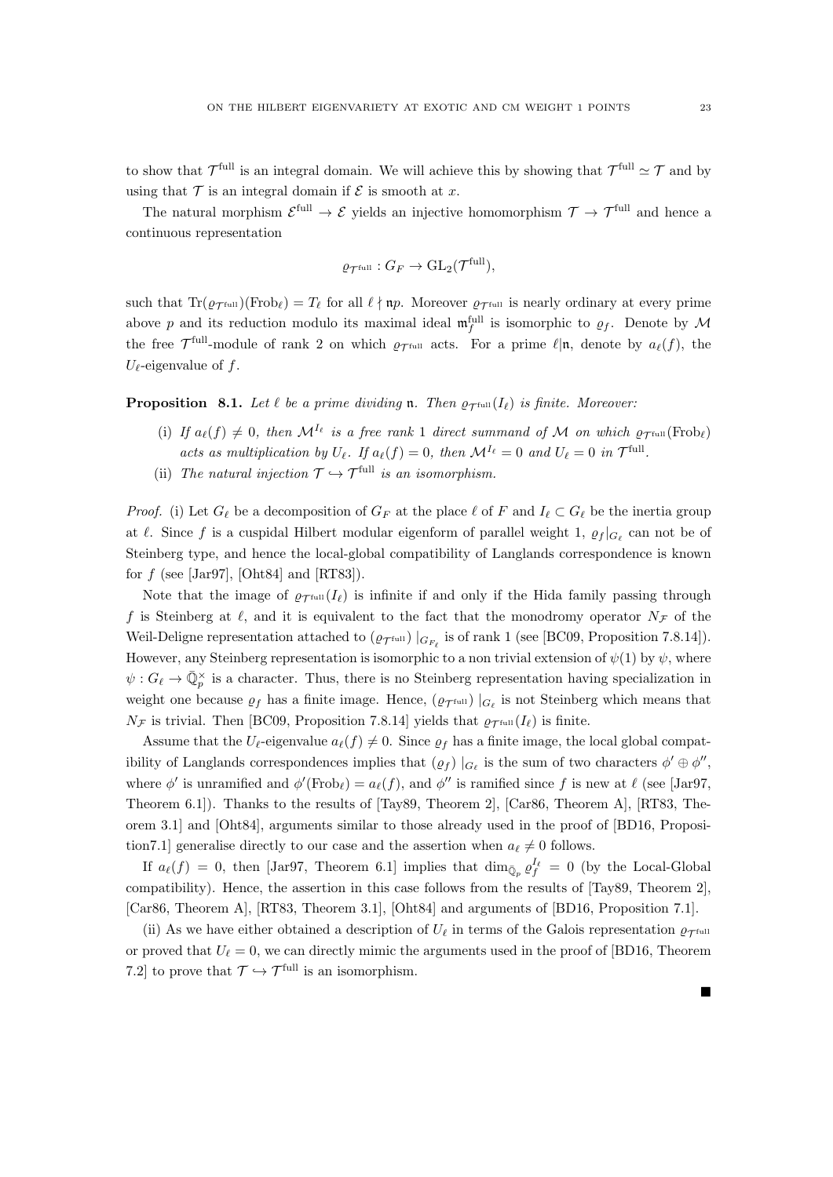to show that $\mathcal{T}^{\mathrm{full}}$ is an integral domain. We will achieve this by showing that $\mathcal{T}^{\mathrm{full}} \simeq \mathcal{T}$ and by using that $\mathcal{T}$ is an integral domain if $\mathcal{E}$ is smooth at $x$.

The natural morphism $\mathcal{E}^{\mathrm{full}} \to \mathcal{E}$ yields an injective homomorphism $\mathcal{T} \to \mathcal{T}^{\mathrm{full}}$ and hence a continuous representation

$$\varrho_{\mathcal{T}^{\mathrm{full}}} : G_F \to \mathrm{GL}_2(\mathcal{T}^{\mathrm{full}}),$$

such that $\mathrm{Tr}(\varrho_{\mathcal{T}^{\mathrm{full}}})(\mathrm{Frob}_\ell) = T_\ell$ for all $\ell \nmid \mathfrak{n}p$. Moreover $\varrho_{\mathcal{T}^{\mathrm{full}}}$ is nearly ordinary at every prime above $p$ and its reduction modulo its maximal ideal $\mathfrak{m}_f^{\mathrm{full}}$ is isomorphic to $\varrho_f$. Denote by $\mathcal{M}$ the free $\mathcal{T}^{\mathrm{full}}$-module of rank 2 on which $\varrho_{\mathcal{T}^{\mathrm{full}}}$ acts. For a prime $\ell | \mathfrak{n}$, denote by $a_\ell(f)$, the $U_\ell$-eigenvalue of $f$.

**Proposition 8.1.** *Let $\ell$ be a prime dividing $\mathfrak{n}$. Then $\varrho_{\mathcal{T}^{\mathrm{full}}}(I_\ell)$ is finite. Moreover:*

- (i) *If $a_\ell(f) \neq 0$, then $\mathcal{M}^{I_\ell}$ is a free rank 1 direct summand of $\mathcal{M}$ on which $\varrho_{\mathcal{T}^{\mathrm{full}}}(\mathrm{Frob}_\ell)$ acts as multiplication by $U_\ell$. If $a_\ell(f) = 0$, then $\mathcal{M}^{I_\ell} = 0$ and $U_\ell = 0$ in $\mathcal{T}^{\mathrm{full}}$.*
- (ii) *The natural injection $\mathcal{T} \hookrightarrow \mathcal{T}^{\mathrm{full}}$ is an isomorphism.*

*Proof.* (i) Let $G_\ell$ be a decomposition of $G_F$ at the place $\ell$ of $F$ and $I_\ell \subset G_\ell$ be the inertia group at $\ell$. Since $f$ is a cuspidal Hilbert modular eigenform of parallel weight 1, $\varrho_f|_{G_\ell}$ can not be of Steinberg type, and hence the local-global compatibility of Langlands correspondence is known for $f$ (see [Jar97], [Oht84] and [RT83]).

Note that the image of $\varrho_{\mathcal{T}^{\mathrm{full}}}(I_\ell)$ is infinite if and only if the Hida family passing through $f$ is Steinberg at $\ell$, and it is equivalent to the fact that the monodromy operator $N_{\mathcal{F}}$ of the Weil-Deligne representation attached to $(\varrho_{\mathcal{T}^{\mathrm{full}}})\,|_{G_{F_\ell}}$ is of rank 1 (see [BC09, Proposition 7.8.14]). However, any Steinberg representation is isomorphic to a non trivial extension of $\psi(1)$ by $\psi$, where $\psi : G_\ell \to \bar{\mathbb{Q}}_p^\times$ is a character. Thus, there is no Steinberg representation having specialization in weight one because $\varrho_f$ has a finite image. Hence, $(\varrho_{\mathcal{T}^{\mathrm{full}}})\,|_{G_\ell}$ is not Steinberg which means that $N_{\mathcal{F}}$ is trivial. Then [BC09, Proposition 7.8.14] yields that $\varrho_{\mathcal{T}^{\mathrm{full}}}(I_\ell)$ is finite.

Assume that the $U_\ell$-eigenvalue $a_\ell(f) \neq 0$. Since $\varrho_f$ has a finite image, the local global compatibility of Langlands correspondences implies that $(\varrho_f)\,|_{G_\ell}$ is the sum of two characters $\phi' \oplus \phi''$, where $\phi'$ is unramified and $\phi'(\mathrm{Frob}_\ell) = a_\ell(f)$, and $\phi''$ is ramified since $f$ is new at $\ell$ (see [Jar97, Theorem 6.1]). Thanks to the results of [Tay89, Theorem 2], [Car86, Theorem A], [RT83, Theorem 3.1] and [Oht84], arguments similar to those already used in the proof of [BD16, Proposition7.1] generalise directly to our case and the assertion when $a_\ell \neq 0$ follows.

If $a_\ell(f) = 0$, then [Jar97, Theorem 6.1] implies that $\dim_{\bar{\mathbb{Q}}_p} \varrho_f^{I_\ell} = 0$ (by the Local-Global compatibility). Hence, the assertion in this case follows from the results of [Tay89, Theorem 2], [Car86, Theorem A], [RT83, Theorem 3.1], [Oht84] and arguments of [BD16, Proposition 7.1].

(ii) As we have either obtained a description of $U_\ell$ in terms of the Galois representation $\varrho_{\mathcal{T}^{\mathrm{full}}}$ or proved that $U_\ell = 0$, we can directly mimic the arguments used in the proof of [BD16, Theorem 7.2] to prove that $\mathcal{T} \hookrightarrow \mathcal{T}^{\mathrm{full}}$ is an isomorphism. ∎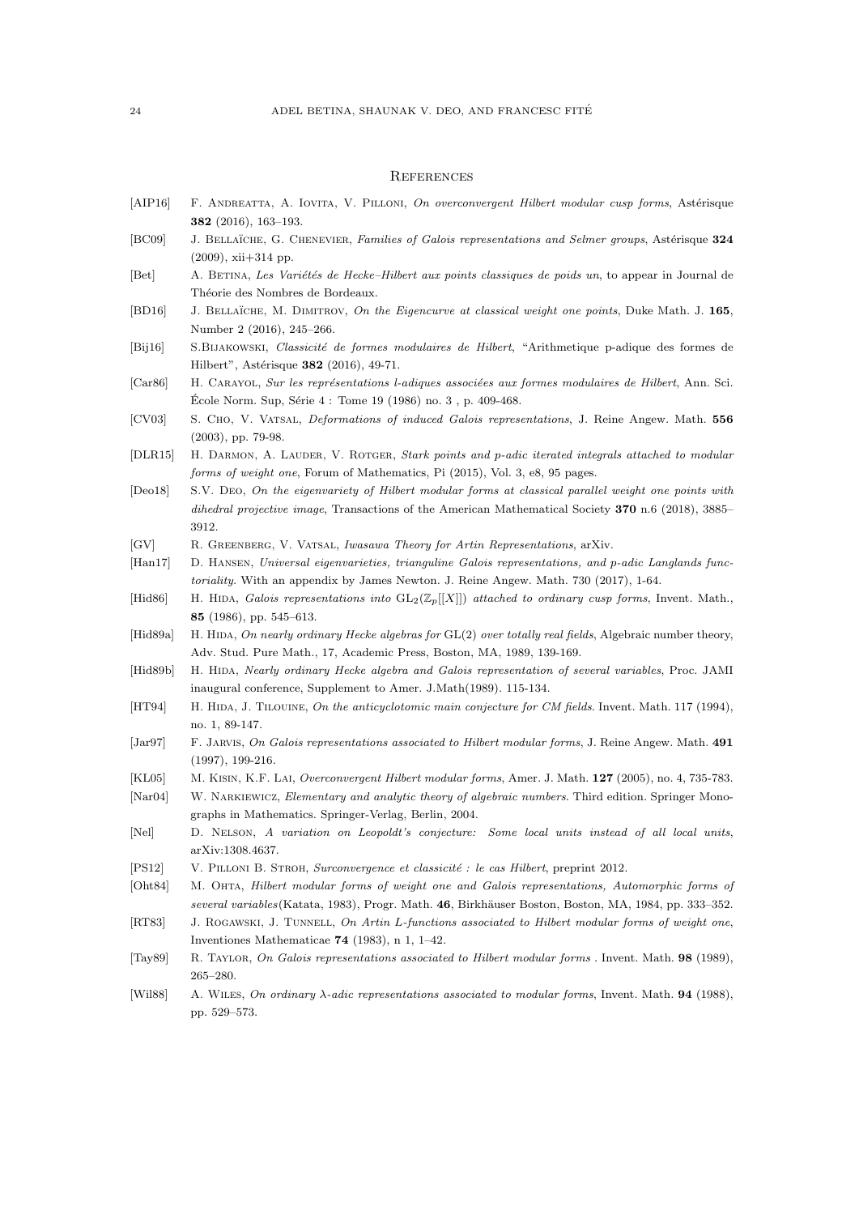## References

- [AIP16] F. Andreatta, A. Iovita, V. Pilloni, *On overconvergent Hilbert modular cusp forms*, Astérisque **382** (2016), 163–193.
- [BC09] J. Bellaïche, G. Chenevier, *Families of Galois representations and Selmer groups*, Astérisque **324** (2009), xii+314 pp.
- [Bet] A. Betina, *Les Variétés de Hecke–Hilbert aux points classiques de poids un*, to appear in Journal de Théorie des Nombres de Bordeaux.
- [BD16] J. Bellaïche, M. Dimitrov, *On the Eigencurve at classical weight one points*, Duke Math. J. **165**, Number 2 (2016), 245–266.
- [Bij16] S.Bijakowski, *Classicité de formes modulaires de Hilbert*, "Arithmetique p-adique des formes de Hilbert", Astérisque **382** (2016), 49-71.
- [Car86] H. Carayol, *Sur les représentations l-adiques associées aux formes modulaires de Hilbert*, Ann. Sci. École Norm. Sup, Série 4 : Tome 19 (1986) no. 3 , p. 409-468.
- [CV03] S. Cho, V. Vatsal, *Deformations of induced Galois representations*, J. Reine Angew. Math. **556** (2003), pp. 79-98.
- [DLR15] H. Darmon, A. Lauder, V. Rotger, *Stark points and p-adic iterated integrals attached to modular forms of weight one*, Forum of Mathematics, Pi (2015), Vol. 3, e8, 95 pages.
- [Deo18] S.V. Deo, *On the eigenvariety of Hilbert modular forms at classical parallel weight one points with dihedral projective image*, Transactions of the American Mathematical Society **370** n.6 (2018), 3885–3912.
- [GV] R. Greenberg, V. Vatsal, *Iwasawa Theory for Artin Representations*, arXiv.
- [Han17] D. Hansen, *Universal eigenvarieties, trianguline Galois representations, and p-adic Langlands functoriality*. With an appendix by James Newton. J. Reine Angew. Math. 730 (2017), 1-64.
- [Hid86] H. Hida, *Galois representations into* $\mathrm{GL}_2(\mathbb{Z}_p[[X]])$ *attached to ordinary cusp forms*, Invent. Math., **85** (1986), pp. 545–613.
- [Hid89a] H. Hida, *On nearly ordinary Hecke algebras for* GL(2) *over totally real fields*, Algebraic number theory, Adv. Stud. Pure Math., 17, Academic Press, Boston, MA, 1989, 139-169.
- [Hid89b] H. Hida, *Nearly ordinary Hecke algebra and Galois representation of several variables*, Proc. JAMI inaugural conference, Supplement to Amer. J.Math(1989). 115-134.
- [HT94] H. Hida, J. Tilouine, *On the anticyclotomic main conjecture for CM fields*. Invent. Math. 117 (1994), no. 1, 89-147.
- [Jar97] F. Jarvis, *On Galois representations associated to Hilbert modular forms*, J. Reine Angew. Math. **491** (1997), 199-216.
- [KL05] M. Kisin, K.F. Lai, *Overconvergent Hilbert modular forms*, Amer. J. Math. **127** (2005), no. 4, 735-783.
- [Nar04] W. Narkiewicz, *Elementary and analytic theory of algebraic numbers*. Third edition. Springer Monographs in Mathematics. Springer-Verlag, Berlin, 2004.
- [Nel] D. Nelson, *A variation on Leopoldt's conjecture: Some local units instead of all local units*, arXiv:1308.4637.
- [PS12] V. Pilloni B. Stroh, *Surconvergence et classicité : le cas Hilbert*, preprint 2012.
- [Oht84] M. Ohta, *Hilbert modular forms of weight one and Galois representations, Automorphic forms of several variables*(Katata, 1983), Progr. Math. **46**, Birkhäuser Boston, Boston, MA, 1984, pp. 333–352.
- [RT83] J. Rogawski, J. Tunnell, *On Artin L-functions associated to Hilbert modular forms of weight one*, Inventiones Mathematicae **74** (1983), n 1, 1–42.
- [Tay89] R. Taylor, *On Galois representations associated to Hilbert modular forms* . Invent. Math. **98** (1989), 265–280.
- [Wil88] A. Wiles, *On ordinary $\lambda$-adic representations associated to modular forms*, Invent. Math. **94** (1988), pp. 529–573.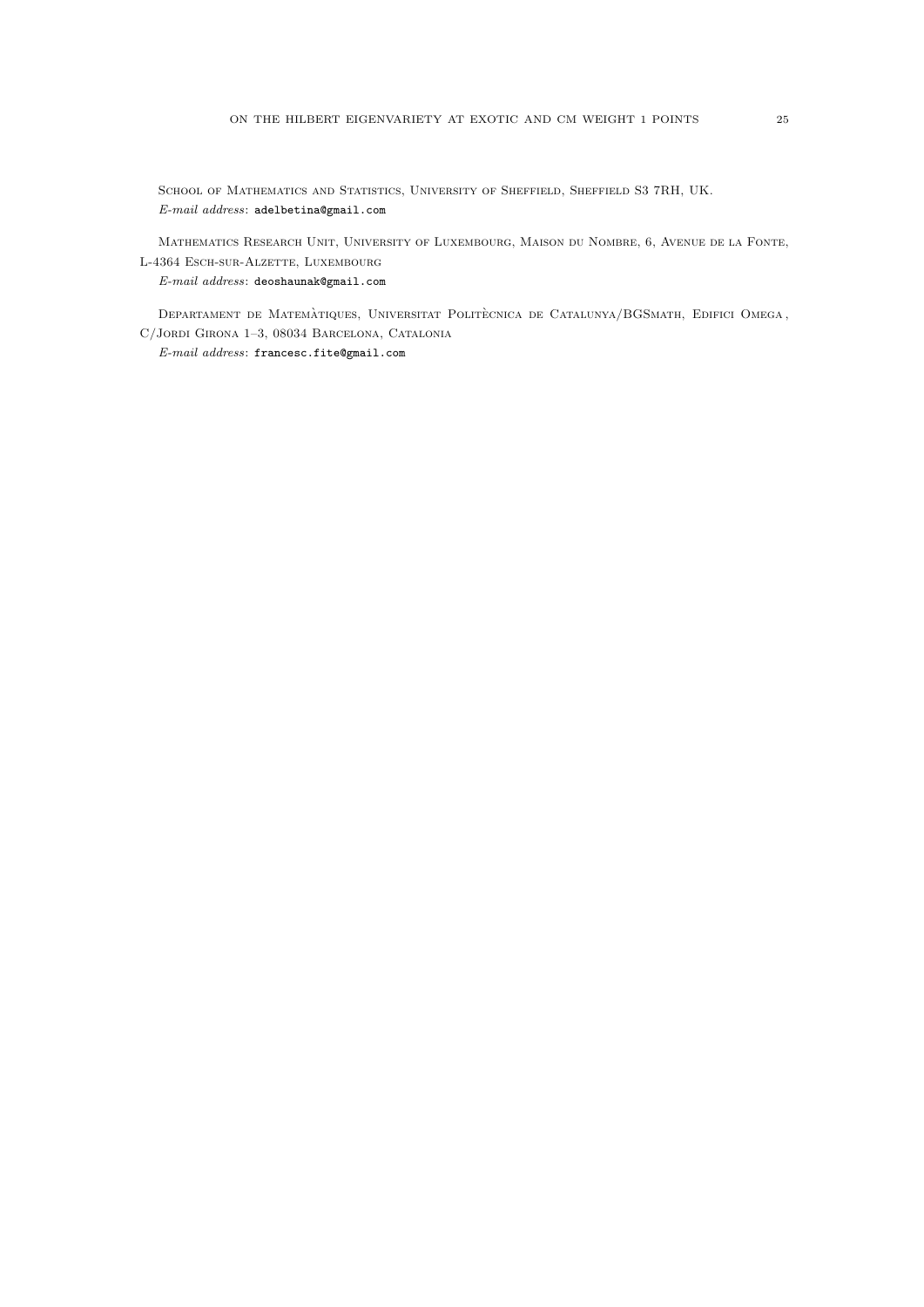School of Mathematics and Statistics, University of Sheffield, Sheffield S3 7RH, UK.
*E-mail address*: adelbetina@gmail.com

Mathematics Research Unit, University of Luxembourg, Maison du Nombre, 6, Avenue de la Fonte, L-4364 Esch-sur-Alzette, Luxembourg
*E-mail address*: deoshaunak@gmail.com

Departament de Matemàtiques, Universitat Politècnica de Catalunya/BGSmath, Edifici Omega, C/Jordi Girona 1–3, 08034 Barcelona, Catalonia
*E-mail address*: francesc.fite@gmail.com